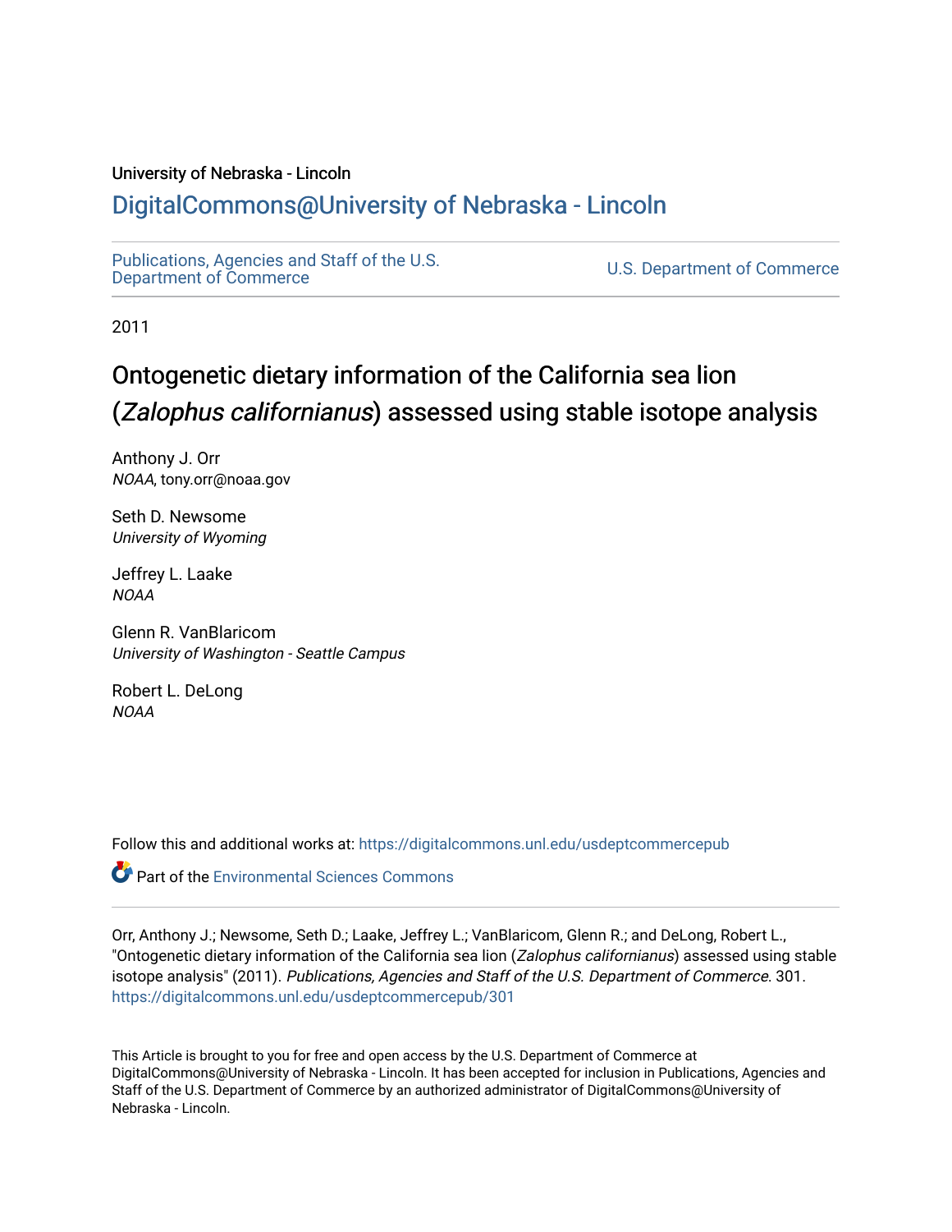University of Nebraska - Lincoln

# DigitalCommons@University of Nebraska - Lincoln

Publications, Agencies and Staff of the U.S. Department of Commerce

U.S. Department of Commerce

2011

# Ontogenetic dietary information of the California sea lion (*Zalophus californianus*) assessed using stable isotope analysis

Anthony J. Orr
*NOAA*, tony.orr@noaa.gov

Seth D. Newsome
*University of Wyoming*

Jeffrey L. Laake
*NOAA*

Glenn R. VanBlaricom
*University of Washington - Seattle Campus*

Robert L. DeLong
*NOAA*

Follow this and additional works at: https://digitalcommons.unl.edu/usdeptcommercepub

Part of the Environmental Sciences Commons

Orr, Anthony J.; Newsome, Seth D.; Laake, Jeffrey L.; VanBlaricom, Glenn R.; and DeLong, Robert L., "Ontogenetic dietary information of the California sea lion (*Zalophus californianus*) assessed using stable isotope analysis" (2011). *Publications, Agencies and Staff of the U.S. Department of Commerce*. 301.
https://digitalcommons.unl.edu/usdeptcommercepub/301

This Article is brought to you for free and open access by the U.S. Department of Commerce at DigitalCommons@University of Nebraska - Lincoln. It has been accepted for inclusion in Publications, Agencies and Staff of the U.S. Department of Commerce by an authorized administrator of DigitalCommons@University of Nebraska - Lincoln.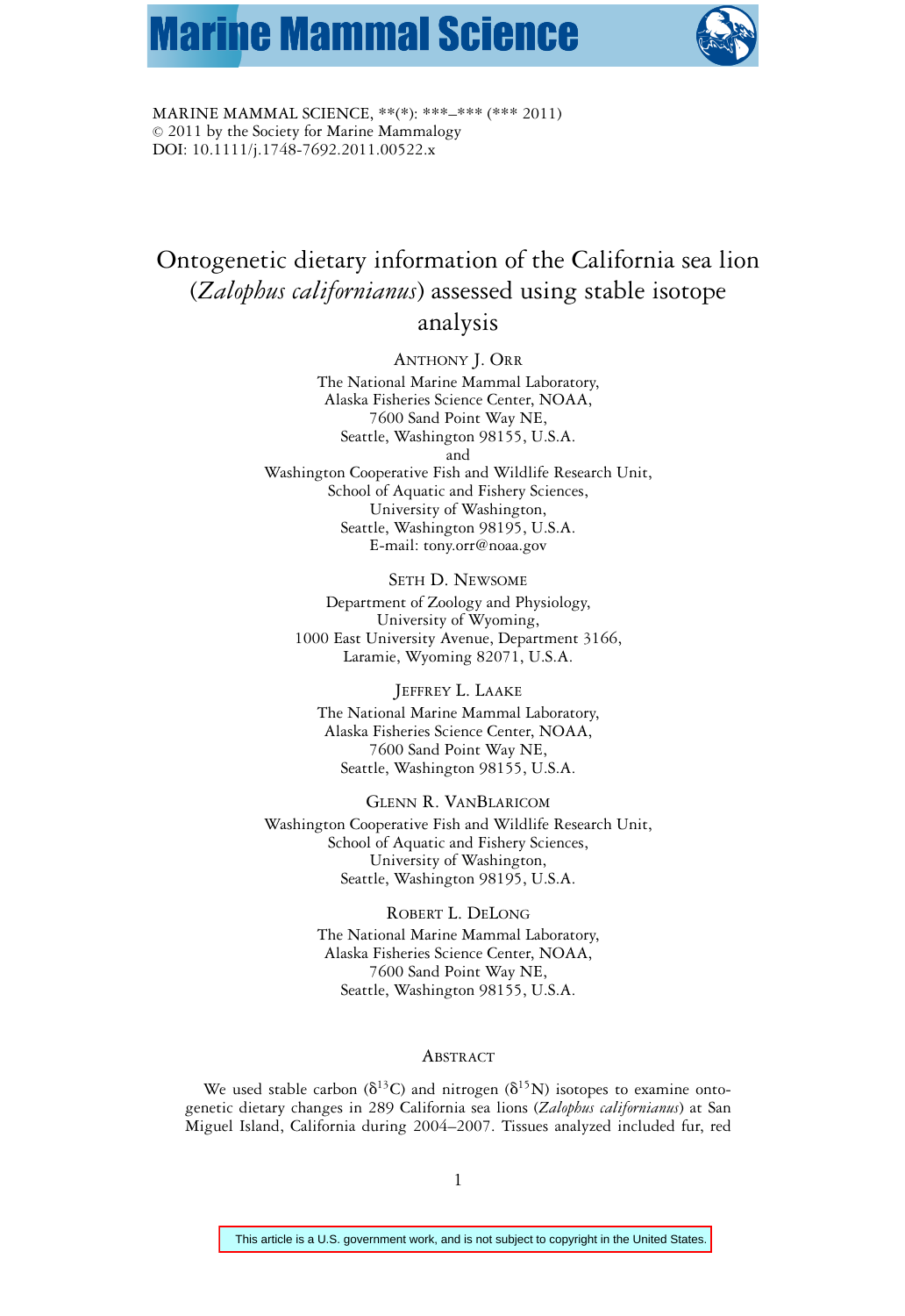MARINE MAMMAL SCIENCE, **(*): ***–*** (*** 2011)
© 2011 by the Society for Marine Mammalogy
DOI: 10.1111/j.1748-7692.2011.00522.x

# Ontogenetic dietary information of the California sea lion (*Zalophus californianus*) assessed using stable isotope analysis

ANTHONY J. ORR
The National Marine Mammal Laboratory,
Alaska Fisheries Science Center, NOAA,
7600 Sand Point Way NE,
Seattle, Washington 98155, U.S.A.
and
Washington Cooperative Fish and Wildlife Research Unit,
School of Aquatic and Fishery Sciences,
University of Washington,
Seattle, Washington 98195, U.S.A.
E-mail: tony.orr@noaa.gov

SETH D. NEWSOME
Department of Zoology and Physiology,
University of Wyoming,
1000 East University Avenue, Department 3166,
Laramie, Wyoming 82071, U.S.A.

JEFFREY L. LAAKE
The National Marine Mammal Laboratory,
Alaska Fisheries Science Center, NOAA,
7600 Sand Point Way NE,
Seattle, Washington 98155, U.S.A.

GLENN R. VANBLARICOM
Washington Cooperative Fish and Wildlife Research Unit,
School of Aquatic and Fishery Sciences,
University of Washington,
Seattle, Washington 98195, U.S.A.

ROBERT L. DELONG
The National Marine Mammal Laboratory,
Alaska Fisheries Science Center, NOAA,
7600 Sand Point Way NE,
Seattle, Washington 98155, U.S.A.

## ABSTRACT

We used stable carbon ($\delta^{13}C$) and nitrogen ($\delta^{15}N$) isotopes to examine ontogenetic dietary changes in 289 California sea lions (*Zalophus californianus*) at San Miguel Island, California during 2004–2007. Tissues analyzed included fur, red

This article is a U.S. government work, and is not subject to copyright in the United States.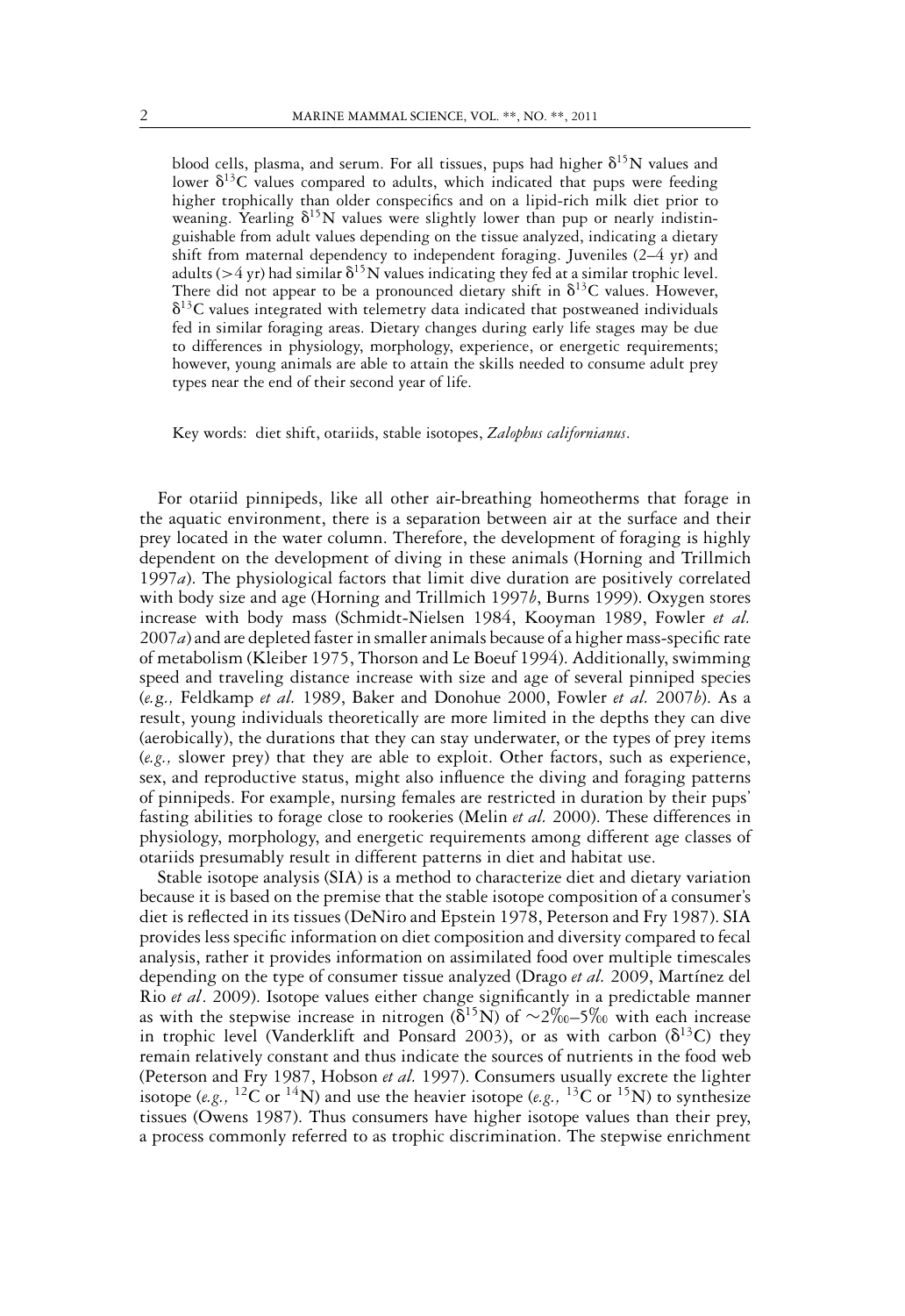blood cells, plasma, and serum. For all tissues, pups had higher $\delta^{15}$N values and lower $\delta^{13}$C values compared to adults, which indicated that pups were feeding higher trophically than older conspecifics and on a lipid-rich milk diet prior to weaning. Yearling $\delta^{15}$N values were slightly lower than pup or nearly indistinguishable from adult values depending on the tissue analyzed, indicating a dietary shift from maternal dependency to independent foraging. Juveniles (2–4 yr) and adults (>4 yr) had similar $\delta^{15}$N values indicating they fed at a similar trophic level. There did not appear to be a pronounced dietary shift in $\delta^{13}$C values. However, $\delta^{13}$C values integrated with telemetry data indicated that postweaned individuals fed in similar foraging areas. Dietary changes during early life stages may be due to differences in physiology, morphology, experience, or energetic requirements; however, young animals are able to attain the skills needed to consume adult prey types near the end of their second year of life.

Key words: diet shift, otariids, stable isotopes, *Zalophus californianus*.

For otariid pinnipeds, like all other air-breathing homeotherms that forage in the aquatic environment, there is a separation between air at the surface and their prey located in the water column. Therefore, the development of foraging is highly dependent on the development of diving in these animals (Horning and Trillmich 1997*a*). The physiological factors that limit dive duration are positively correlated with body size and age (Horning and Trillmich 1997*b*, Burns 1999). Oxygen stores increase with body mass (Schmidt-Nielsen 1984, Kooyman 1989, Fowler *et al.* 2007*a*) and are depleted faster in smaller animals because of a higher mass-specific rate of metabolism (Kleiber 1975, Thorson and Le Boeuf 1994). Additionally, swimming speed and traveling distance increase with size and age of several pinniped species (*e.g.,* Feldkamp *et al.* 1989, Baker and Donohue 2000, Fowler *et al.* 2007*b*). As a result, young individuals theoretically are more limited in the depths they can dive (aerobically), the durations that they can stay underwater, or the types of prey items (*e.g.,* slower prey) that they are able to exploit. Other factors, such as experience, sex, and reproductive status, might also influence the diving and foraging patterns of pinnipeds. For example, nursing females are restricted in duration by their pups' fasting abilities to forage close to rookeries (Melin *et al.* 2000). These differences in physiology, morphology, and energetic requirements among different age classes of otariids presumably result in different patterns in diet and habitat use.

Stable isotope analysis (SIA) is a method to characterize diet and dietary variation because it is based on the premise that the stable isotope composition of a consumer's diet is reflected in its tissues (DeNiro and Epstein 1978, Peterson and Fry 1987). SIA provides less specific information on diet composition and diversity compared to fecal analysis, rather it provides information on assimilated food over multiple timescales depending on the type of consumer tissue analyzed (Drago *et al.* 2009, Martínez del Rio *et al*. 2009). Isotope values either change significantly in a predictable manner as with the stepwise increase in nitrogen ($\delta^{15}$N) of ~2‰–5‰ with each increase in trophic level (Vanderklift and Ponsard 2003), or as with carbon ($\delta^{13}$C) they remain relatively constant and thus indicate the sources of nutrients in the food web (Peterson and Fry 1987, Hobson *et al.* 1997). Consumers usually excrete the lighter isotope (*e.g.,* $^{12}$C or $^{14}$N) and use the heavier isotope (*e.g.,* $^{13}$C or $^{15}$N) to synthesize tissues (Owens 1987). Thus consumers have higher isotope values than their prey, a process commonly referred to as trophic discrimination. The stepwise enrichment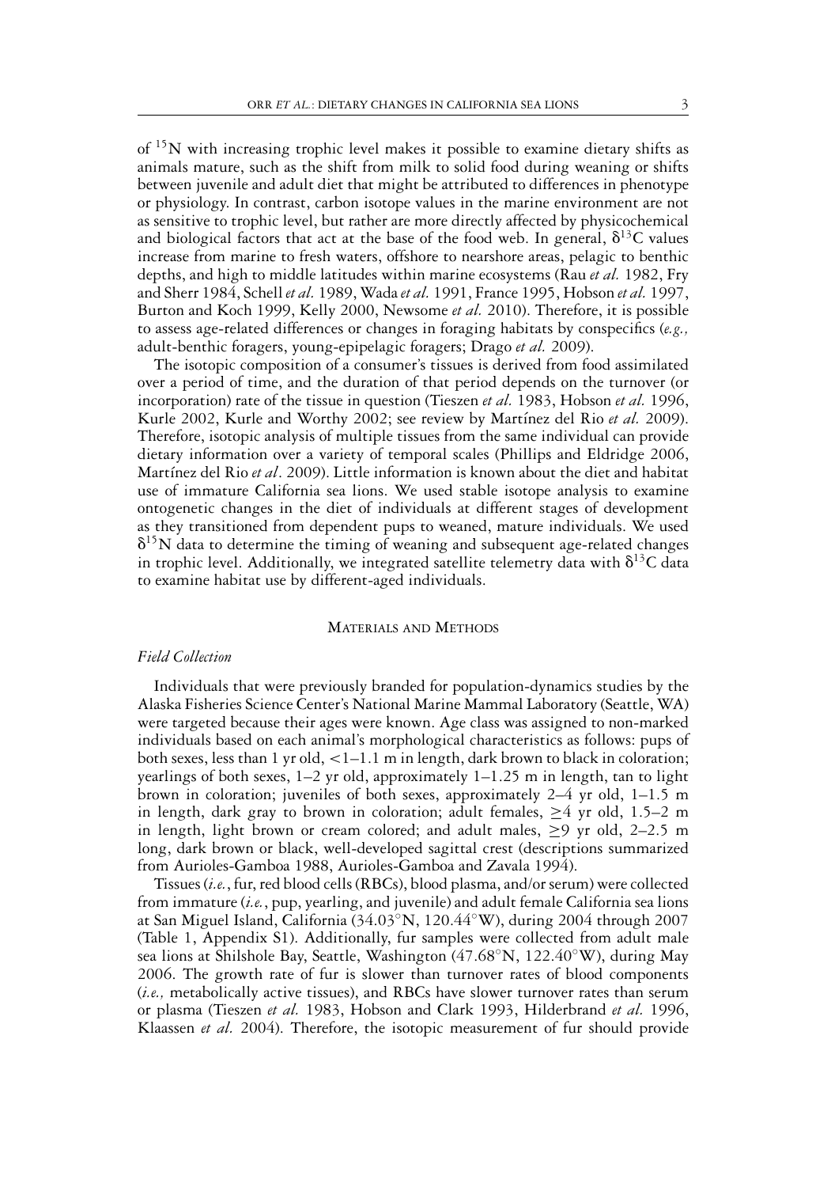of $^{15}N$ with increasing trophic level makes it possible to examine dietary shifts as animals mature, such as the shift from milk to solid food during weaning or shifts between juvenile and adult diet that might be attributed to differences in phenotype or physiology. In contrast, carbon isotope values in the marine environment are not as sensitive to trophic level, but rather are more directly affected by physicochemical and biological factors that act at the base of the food web. In general, $\delta^{13}C$ values increase from marine to fresh waters, offshore to nearshore areas, pelagic to benthic depths, and high to middle latitudes within marine ecosystems (Rau *et al.* 1982, Fry and Sherr 1984, Schell *et al.* 1989, Wada *et al.* 1991, France 1995, Hobson *et al.* 1997, Burton and Koch 1999, Kelly 2000, Newsome *et al.* 2010). Therefore, it is possible to assess age-related differences or changes in foraging habitats by conspecifics (*e.g.,* adult-benthic foragers, young-epipelagic foragers; Drago *et al.* 2009).

The isotopic composition of a consumer's tissues is derived from food assimilated over a period of time, and the duration of that period depends on the turnover (or incorporation) rate of the tissue in question (Tieszen *et al.* 1983, Hobson *et al.* 1996, Kurle 2002, Kurle and Worthy 2002; see review by Martínez del Rio *et al.* 2009). Therefore, isotopic analysis of multiple tissues from the same individual can provide dietary information over a variety of temporal scales (Phillips and Eldridge 2006, Martínez del Rio *et al*. 2009). Little information is known about the diet and habitat use of immature California sea lions. We used stable isotope analysis to examine ontogenetic changes in the diet of individuals at different stages of development as they transitioned from dependent pups to weaned, mature individuals. We used $\delta^{15}N$ data to determine the timing of weaning and subsequent age-related changes in trophic level. Additionally, we integrated satellite telemetry data with $\delta^{13}C$ data to examine habitat use by different-aged individuals.

## Materials and Methods

### *Field Collection*

Individuals that were previously branded for population-dynamics studies by the Alaska Fisheries Science Center's National Marine Mammal Laboratory (Seattle, WA) were targeted because their ages were known. Age class was assigned to non-marked individuals based on each animal's morphological characteristics as follows: pups of both sexes, less than 1 yr old, <1–1.1 m in length, dark brown to black in coloration; yearlings of both sexes, 1–2 yr old, approximately 1–1.25 m in length, tan to light brown in coloration; juveniles of both sexes, approximately 2–4 yr old, 1–1.5 m in length, dark gray to brown in coloration; adult females, ≥4 yr old, 1.5–2 m in length, light brown or cream colored; and adult males, ≥9 yr old, 2–2.5 m long, dark brown or black, well-developed sagittal crest (descriptions summarized from Aurioles-Gamboa 1988, Aurioles-Gamboa and Zavala 1994).

Tissues (*i.e.*, fur, red blood cells (RBCs), blood plasma, and/or serum) were collected from immature (*i.e.*, pup, yearling, and juvenile) and adult female California sea lions at San Miguel Island, California (34.03°N, 120.44°W), during 2004 through 2007 (Table 1, Appendix S1). Additionally, fur samples were collected from adult male sea lions at Shilshole Bay, Seattle, Washington (47.68°N, 122.40°W), during May 2006. The growth rate of fur is slower than turnover rates of blood components (*i.e.,* metabolically active tissues), and RBCs have slower turnover rates than serum or plasma (Tieszen *et al.* 1983, Hobson and Clark 1993, Hilderbrand *et al.* 1996, Klaassen *et al.* 2004). Therefore, the isotopic measurement of fur should provide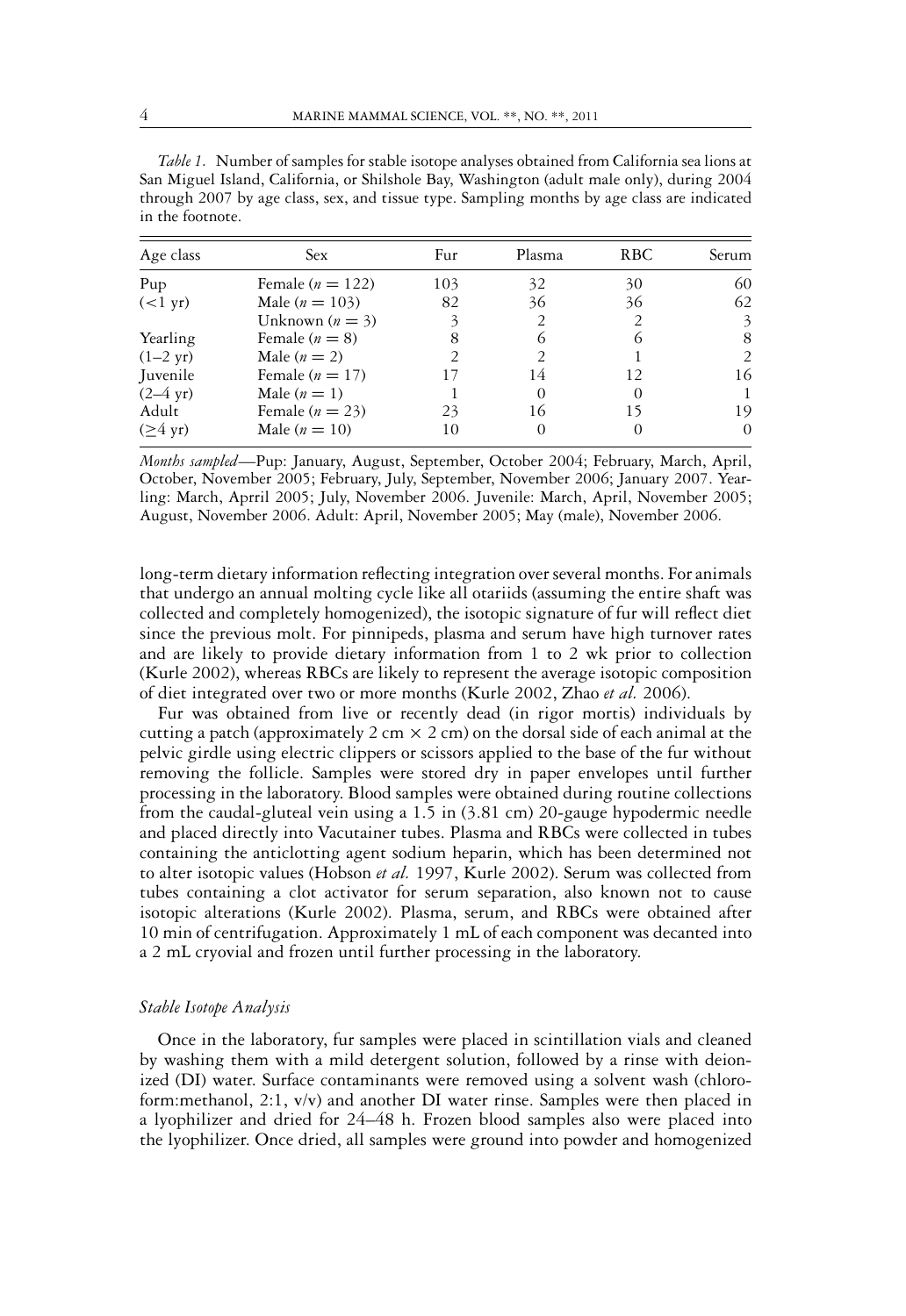*Table 1.* Number of samples for stable isotope analyses obtained from California sea lions at San Miguel Island, California, or Shilshole Bay, Washington (adult male only), during 2004 through 2007 by age class, sex, and tissue type. Sampling months by age class are indicated in the footnote.

| Age class | Sex | Fur | Plasma | RBC | Serum |
|---|---|---|---|---|---|
| Pup | Female ($n = 122$) | 103 | 32 | 30 | 60 |
| (<1 yr) | Male ($n = 103$) | 82 | 36 | 36 | 62 |
| | Unknown ($n = 3$) | 3 | 2 | 2 | 3 |
| Yearling | Female ($n = 8$) | 8 | 6 | 6 | 8 |
| (1–2 yr) | Male ($n = 2$) | 2 | 2 | 1 | 2 |
| Juvenile | Female ($n = 17$) | 17 | 14 | 12 | 16 |
| (2–4 yr) | Male ($n = 1$) | 1 | 0 | 0 | 1 |
| Adult | Female ($n = 23$) | 23 | 16 | 15 | 19 |
| (≥4 yr) | Male ($n = 10$) | 10 | 0 | 0 | 0 |

*Months sampled*—Pup: January, August, September, October 2004; February, March, April, October, November 2005; February, July, September, November 2006; January 2007. Yearling: March, Aprril 2005; July, November 2006. Juvenile: March, April, November 2005; August, November 2006. Adult: April, November 2005; May (male), November 2006.

long-term dietary information reflecting integration over several months. For animals that undergo an annual molting cycle like all otariids (assuming the entire shaft was collected and completely homogenized), the isotopic signature of fur will reflect diet since the previous molt. For pinnipeds, plasma and serum have high turnover rates and are likely to provide dietary information from 1 to 2 wk prior to collection (Kurle 2002), whereas RBCs are likely to represent the average isotopic composition of diet integrated over two or more months (Kurle 2002, Zhao *et al.* 2006).

Fur was obtained from live or recently dead (in rigor mortis) individuals by cutting a patch (approximately 2 cm × 2 cm) on the dorsal side of each animal at the pelvic girdle using electric clippers or scissors applied to the base of the fur without removing the follicle. Samples were stored dry in paper envelopes until further processing in the laboratory. Blood samples were obtained during routine collections from the caudal-gluteal vein using a 1.5 in (3.81 cm) 20-gauge hypodermic needle and placed directly into Vacutainer tubes. Plasma and RBCs were collected in tubes containing the anticlotting agent sodium heparin, which has been determined not to alter isotopic values (Hobson *et al.* 1997, Kurle 2002). Serum was collected from tubes containing a clot activator for serum separation, also known not to cause isotopic alterations (Kurle 2002). Plasma, serum, and RBCs were obtained after 10 min of centrifugation. Approximately 1 mL of each component was decanted into a 2 mL cryovial and frozen until further processing in the laboratory.

### *Stable Isotope Analysis*

Once in the laboratory, fur samples were placed in scintillation vials and cleaned by washing them with a mild detergent solution, followed by a rinse with deionized (DI) water. Surface contaminants were removed using a solvent wash (chloroform:methanol, 2:1, v/v) and another DI water rinse. Samples were then placed in a lyophilizer and dried for 24–48 h. Frozen blood samples also were placed into the lyophilizer. Once dried, all samples were ground into powder and homogenized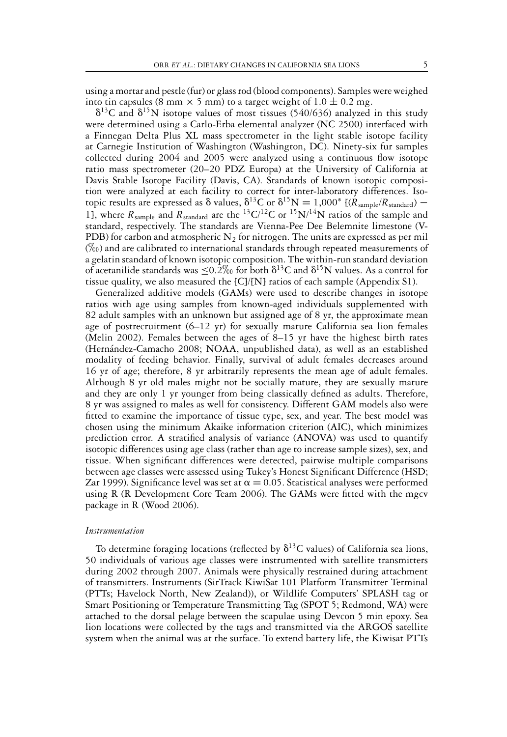using a mortar and pestle (fur) or glass rod (blood components). Samples were weighed into tin capsules (8 mm × 5 mm) to a target weight of 1.0 ± 0.2 mg.

$\delta^{13}C$ and $\delta^{15}N$ isotope values of most tissues (540/636) analyzed in this study were determined using a Carlo-Erba elemental analyzer (NC 2500) interfaced with a Finnegan Delta Plus XL mass spectrometer in the light stable isotope facility at Carnegie Institution of Washington (Washington, DC). Ninety-six fur samples collected during 2004 and 2005 were analyzed using a continuous flow isotope ratio mass spectrometer (20–20 PDZ Europa) at the University of California at Davis Stable Isotope Facility (Davis, CA). Standards of known isotopic composition were analyzed at each facility to correct for inter-laboratory differences. Isotopic results are expressed as $\delta$ values, $\delta^{13}C$ or $\delta^{15}N = 1{,}000^{*}\,[(R_{sample}/R_{standard}) - 1]$, where $R_{sample}$ and $R_{standard}$ are the $^{13}C/^{12}C$ or $^{15}N/^{14}N$ ratios of the sample and standard, respectively. The standards are Vienna-Pee Dee Belemnite limestone (V-PDB) for carbon and atmospheric $N_2$ for nitrogen. The units are expressed as per mil (‰) and are calibrated to international standards through repeated measurements of a gelatin standard of known isotopic composition. The within-run standard deviation of acetanilide standards was ≤0.2‰ for both $\delta^{13}C$ and $\delta^{15}N$ values. As a control for tissue quality, we also measured the [C]/[N] ratios of each sample (Appendix S1).

Generalized additive models (GAMs) were used to describe changes in isotope ratios with age using samples from known-aged individuals supplemented with 82 adult samples with an unknown but assigned age of 8 yr, the approximate mean age of postrecruitment (6–12 yr) for sexually mature California sea lion females (Melin 2002). Females between the ages of 8–15 yr have the highest birth rates (Hernández-Camacho 2008; NOAA, unpublished data), as well as an established modality of feeding behavior. Finally, survival of adult females decreases around 16 yr of age; therefore, 8 yr arbitrarily represents the mean age of adult females. Although 8 yr old males might not be socially mature, they are sexually mature and they are only 1 yr younger from being classically defined as adults. Therefore, 8 yr was assigned to males as well for consistency. Different GAM models also were fitted to examine the importance of tissue type, sex, and year. The best model was chosen using the minimum Akaike information criterion (AIC), which minimizes prediction error. A stratified analysis of variance (ANOVA) was used to quantify isotopic differences using age class (rather than age to increase sample sizes), sex, and tissue. When significant differences were detected, pairwise multiple comparisons between age classes were assessed using Tukey's Honest Significant Difference (HSD; Zar 1999). Significance level was set at $\alpha = 0.05$. Statistical analyses were performed using R (R Development Core Team 2006). The GAMs were fitted with the mgcv package in R (Wood 2006).

### *Instrumentation*

To determine foraging locations (reflected by $\delta^{13}C$ values) of California sea lions, 50 individuals of various age classes were instrumented with satellite transmitters during 2002 through 2007. Animals were physically restrained during attachment of transmitters. Instruments (SirTrack KiwiSat 101 Platform Transmitter Terminal (PTTs; Havelock North, New Zealand)), or Wildlife Computers' SPLASH tag or Smart Positioning or Temperature Transmitting Tag (SPOT 5; Redmond, WA) were attached to the dorsal pelage between the scapulae using Devcon 5 min epoxy. Sea lion locations were collected by the tags and transmitted via the ARGOS satellite system when the animal was at the surface. To extend battery life, the Kiwisat PTTs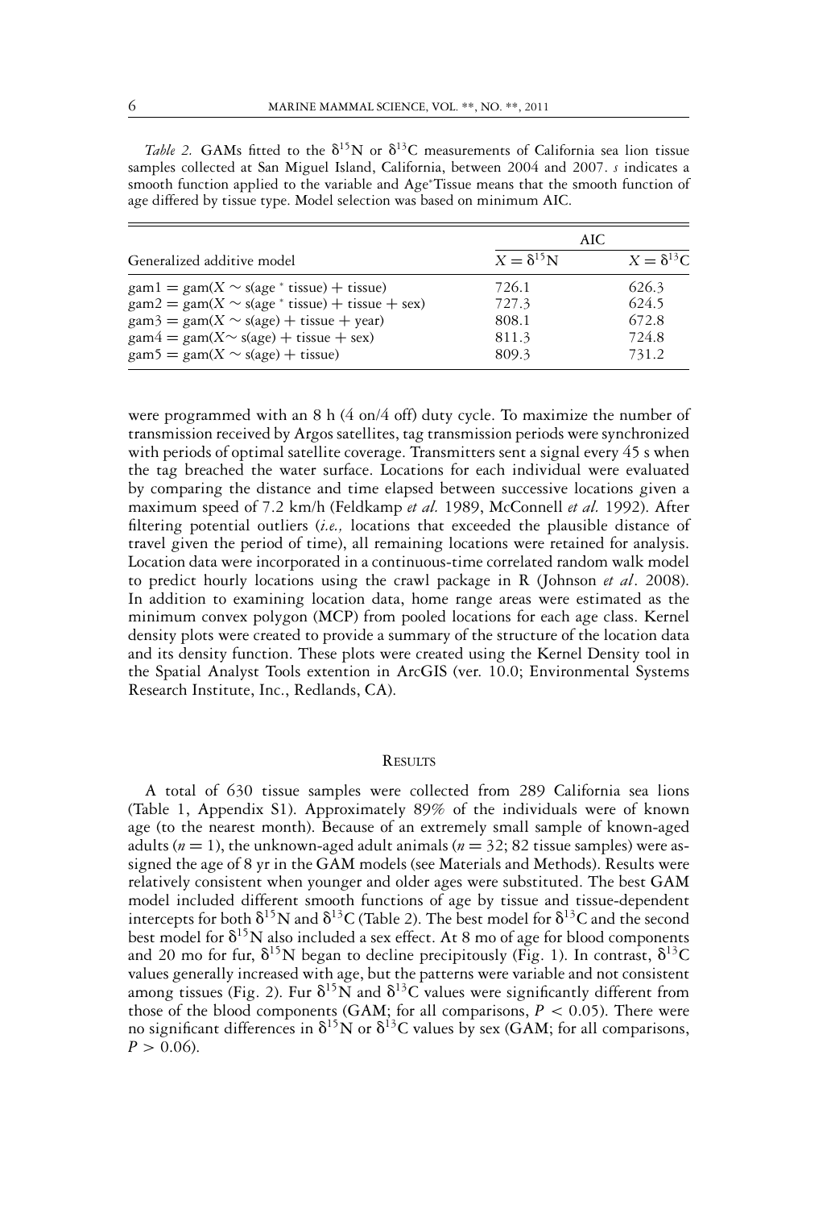*Table 2.* GAMs fitted to the $\delta^{15}N$ or $\delta^{13}C$ measurements of California sea lion tissue samples collected at San Miguel Island, California, between 2004 and 2007. *s* indicates a smooth function applied to the variable and Age*Tissue means that the smooth function of age differed by tissue type. Model selection was based on minimum AIC.

| Generalized additive model | AIC | |
|---|---|---|
| | $X = \delta^{15}N$ | $X = \delta^{13}C$ |
| gam1 = gam($X \sim$ s(age * tissue) + tissue) | 726.1 | 626.3 |
| gam2 = gam($X \sim$ s(age * tissue) + tissue + sex) | 727.3 | 624.5 |
| gam3 = gam($X \sim$ s(age) + tissue + year) | 808.1 | 672.8 |
| gam4 = gam($X \sim$ s(age) + tissue + sex) | 811.3 | 724.8 |
| gam5 = gam($X \sim$ s(age) + tissue) | 809.3 | 731.2 |

were programmed with an 8 h (4 on/4 off) duty cycle. To maximize the number of transmission received by Argos satellites, tag transmission periods were synchronized with periods of optimal satellite coverage. Transmitters sent a signal every 45 s when the tag breached the water surface. Locations for each individual were evaluated by comparing the distance and time elapsed between successive locations given a maximum speed of 7.2 km/h (Feldkamp *et al.* 1989, McConnell *et al.* 1992). After filtering potential outliers (*i.e.,* locations that exceeded the plausible distance of travel given the period of time), all remaining locations were retained for analysis. Location data were incorporated in a continuous-time correlated random walk model to predict hourly locations using the crawl package in R (Johnson *et al*. 2008). In addition to examining location data, home range areas were estimated as the minimum convex polygon (MCP) from pooled locations for each age class. Kernel density plots were created to provide a summary of the structure of the location data and its density function. These plots were created using the Kernel Density tool in the Spatial Analyst Tools extention in ArcGIS (ver. 10.0; Environmental Systems Research Institute, Inc., Redlands, CA).

## Results

A total of 630 tissue samples were collected from 289 California sea lions (Table 1, Appendix S1). Approximately 89% of the individuals were of known age (to the nearest month). Because of an extremely small sample of known-aged adults ($n = 1$), the unknown-aged adult animals ($n = 32$; 82 tissue samples) were assigned the age of 8 yr in the GAM models (see Materials and Methods). Results were relatively consistent when younger and older ages were substituted. The best GAM model included different smooth functions of age by tissue and tissue-dependent intercepts for both $\delta^{15}N$ and $\delta^{13}C$ (Table 2). The best model for $\delta^{13}C$ and the second best model for $\delta^{15}N$ also included a sex effect. At 8 mo of age for blood components and 20 mo for fur, $\delta^{15}N$ began to decline precipitously (Fig. 1). In contrast, $\delta^{13}C$ values generally increased with age, but the patterns were variable and not consistent among tissues (Fig. 2). Fur $\delta^{15}N$ and $\delta^{13}C$ values were significantly different from those of the blood components (GAM; for all comparisons, $P < 0.05$). There were no significant differences in $\delta^{15}N$ or $\delta^{13}C$ values by sex (GAM; for all comparisons, $P > 0.06$).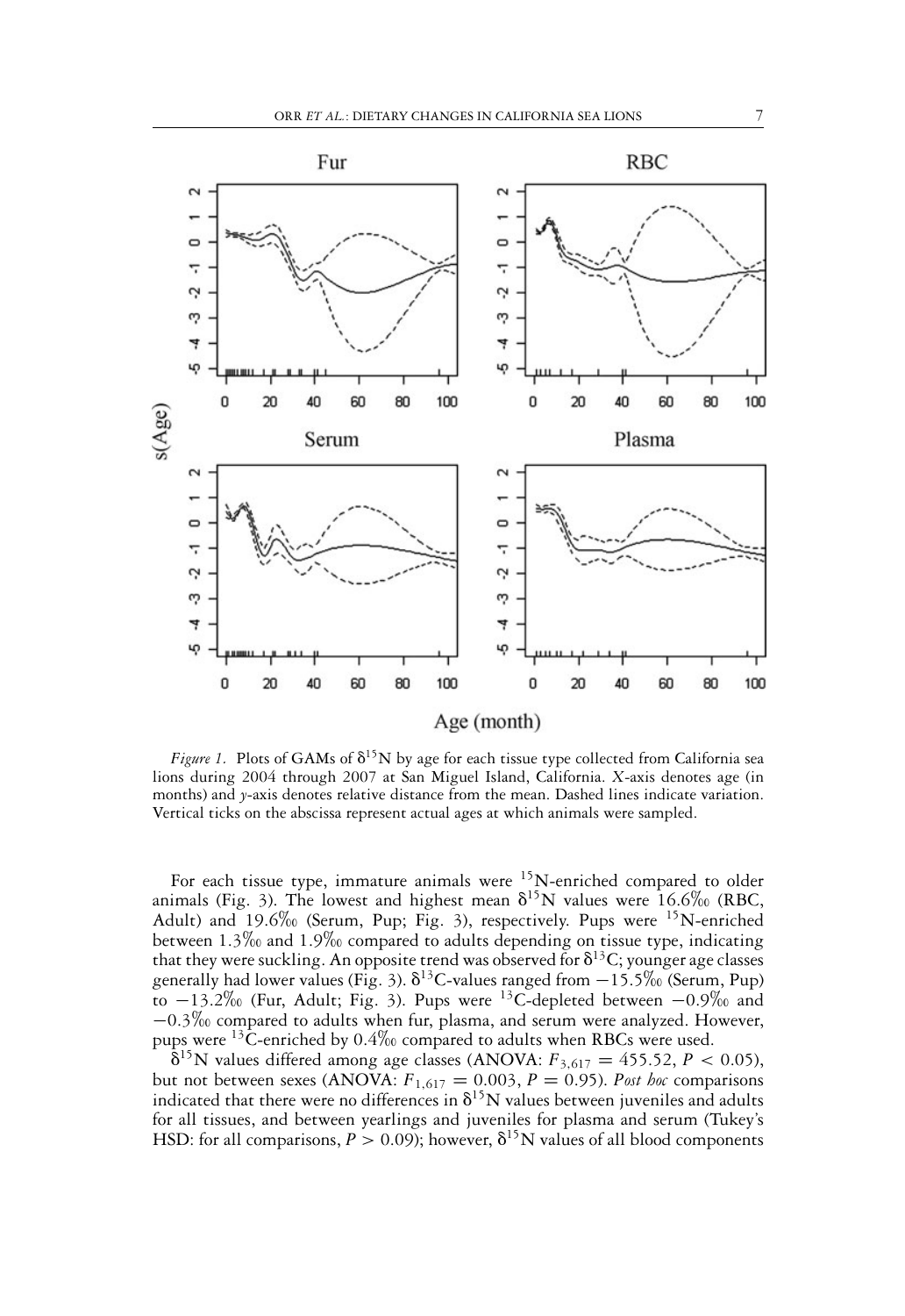*Figure 1.* Plots of GAMs of $\delta^{15}$N by age for each tissue type collected from California sea lions during 2004 through 2007 at San Miguel Island, California. *X*-axis denotes age (in months) and *y*-axis denotes relative distance from the mean. Dashed lines indicate variation. Vertical ticks on the abscissa represent actual ages at which animals were sampled.

For each tissue type, immature animals were $^{15}$N-enriched compared to older animals (Fig. 3). The lowest and highest mean $\delta^{15}$N values were 16.6‰ (RBC, Adult) and 19.6‰ (Serum, Pup; Fig. 3), respectively. Pups were $^{15}$N-enriched between 1.3‰ and 1.9‰ compared to adults depending on tissue type, indicating that they were suckling. An opposite trend was observed for $\delta^{13}$C; younger age classes generally had lower values (Fig. 3). $\delta^{13}$C-values ranged from −15.5‰ (Serum, Pup) to −13.2‰ (Fur, Adult; Fig. 3). Pups were $^{13}$C-depleted between −0.9‰ and −0.3‰ compared to adults when fur, plasma, and serum were analyzed. However, pups were $^{13}$C-enriched by 0.4‰ compared to adults when RBCs were used.

$\delta^{15}$N values differed among age classes (ANOVA: $F_{3,617} = 455.52$, $P < 0.05$), but not between sexes (ANOVA: $F_{1,617} = 0.003$, $P = 0.95$). *Post hoc* comparisons indicated that there were no differences in $\delta^{15}$N values between juveniles and adults for all tissues, and between yearlings and juveniles for plasma and serum (Tukey's HSD: for all comparisons, $P > 0.09$); however, $\delta^{15}$N values of all blood components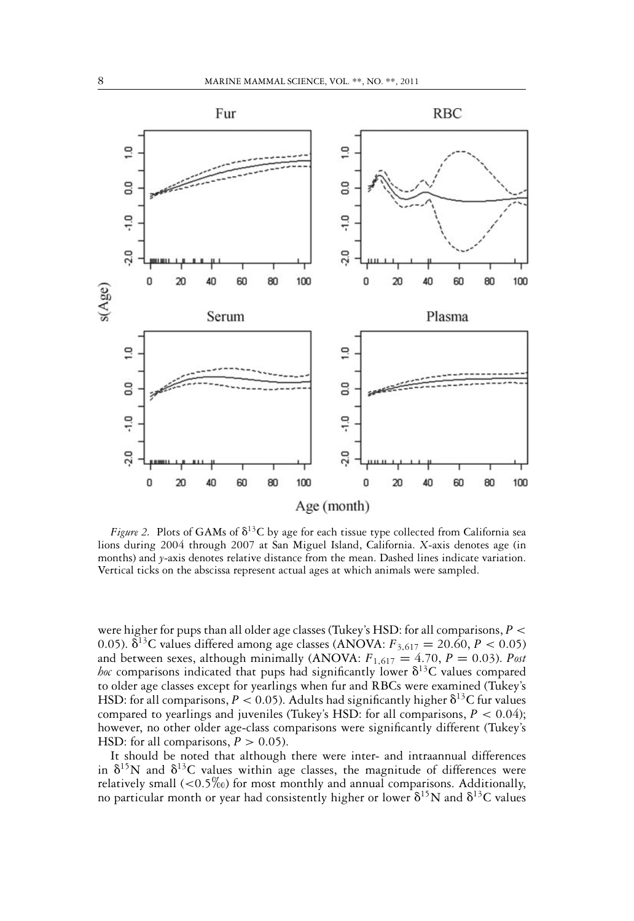*Figure 2.* Plots of GAMs of $\delta^{13}C$ by age for each tissue type collected from California sea lions during 2004 through 2007 at San Miguel Island, California. *X*-axis denotes age (in months) and *y*-axis denotes relative distance from the mean. Dashed lines indicate variation. Vertical ticks on the abscissa represent actual ages at which animals were sampled.

were higher for pups than all older age classes (Tukey's HSD: for all comparisons, $P < 0.05$). $\delta^{13}C$ values differed among age classes (ANOVA: $F_{3,617} = 20.60$, $P < 0.05$) and between sexes, although minimally (ANOVA: $F_{1,617} = 4.70$, $P = 0.03$). *Post hoc* comparisons indicated that pups had significantly lower $\delta^{13}C$ values compared to older age classes except for yearlings when fur and RBCs were examined (Tukey's HSD: for all comparisons, $P < 0.05$). Adults had significantly higher $\delta^{13}C$ fur values compared to yearlings and juveniles (Tukey's HSD: for all comparisons, $P < 0.04$); however, no other older age-class comparisons were significantly different (Tukey's HSD: for all comparisons, $P > 0.05$).

It should be noted that although there were inter- and intraannual differences in $\delta^{15}N$ and $\delta^{13}C$ values within age classes, the magnitude of differences were relatively small (<0.5‰) for most monthly and annual comparisons. Additionally, no particular month or year had consistently higher or lower $\delta^{15}N$ and $\delta^{13}C$ values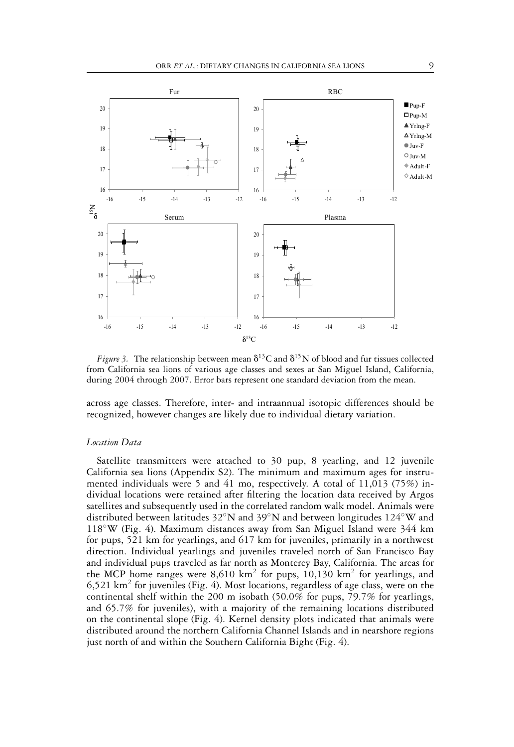*Figure 3.* The relationship between mean $\delta^{13}C$ and $\delta^{15}N$ of blood and fur tissues collected from California sea lions of various age classes and sexes at San Miguel Island, California, during 2004 through 2007. Error bars represent one standard deviation from the mean.

across age classes. Therefore, inter- and intraannual isotopic differences should be recognized, however changes are likely due to individual dietary variation.

### *Location Data*

Satellite transmitters were attached to 30 pup, 8 yearling, and 12 juvenile California sea lions (Appendix S2). The minimum and maximum ages for instrumented individuals were 5 and 41 mo, respectively. A total of 11,013 (75%) individual locations were retained after filtering the location data received by Argos satellites and subsequently used in the correlated random walk model. Animals were distributed between latitudes 32°N and 39°N and between longitudes 124°W and 118°W (Fig. 4). Maximum distances away from San Miguel Island were 344 km for pups, 521 km for yearlings, and 617 km for juveniles, primarily in a northwest direction. Individual yearlings and juveniles traveled north of San Francisco Bay and individual pups traveled as far north as Monterey Bay, California. The areas for the MCP home ranges were 8,610 $km^2$ for pups, 10,130 $km^2$ for yearlings, and 6,521 $km^2$ for juveniles (Fig. 4). Most locations, regardless of age class, were on the continental shelf within the 200 m isobath (50.0% for pups, 79.7% for yearlings, and 65.7% for juveniles), with a majority of the remaining locations distributed on the continental slope (Fig. 4). Kernel density plots indicated that animals were distributed around the northern California Channel Islands and in nearshore regions just north of and within the Southern California Bight (Fig. 4).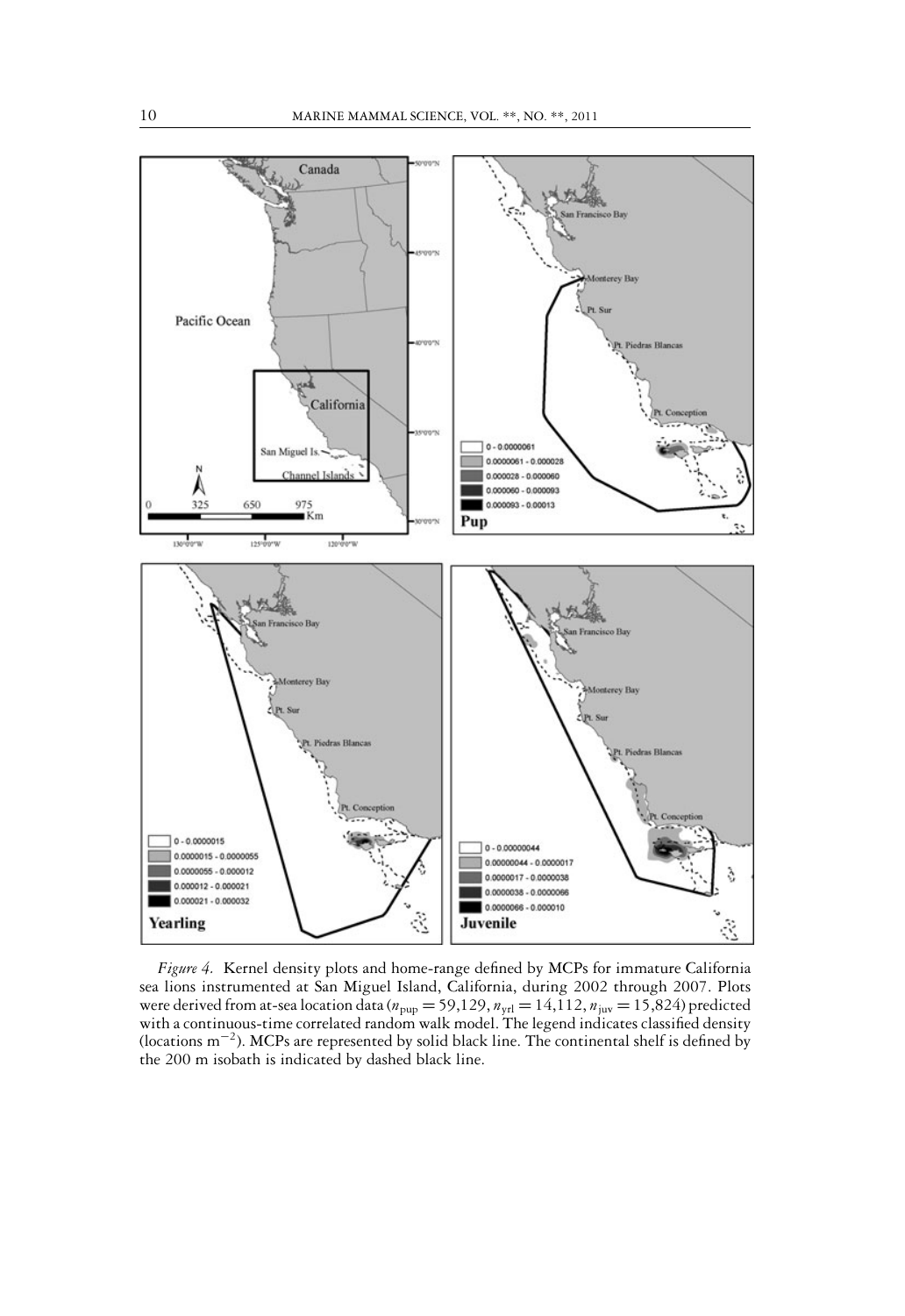*Figure 4.* Kernel density plots and home-range defined by MCPs for immature California sea lions instrumented at San Miguel Island, California, during 2002 through 2007. Plots were derived from at-sea location data ($n_{pup} = 59{,}129$, $n_{yrl} = 14{,}112$, $n_{juv} = 15{,}824$) predicted with a continuous-time correlated random walk model. The legend indicates classified density (locations $m^{-2}$). MCPs are represented by solid black line. The continental shelf is defined by the 200 m isobath is indicated by dashed black line.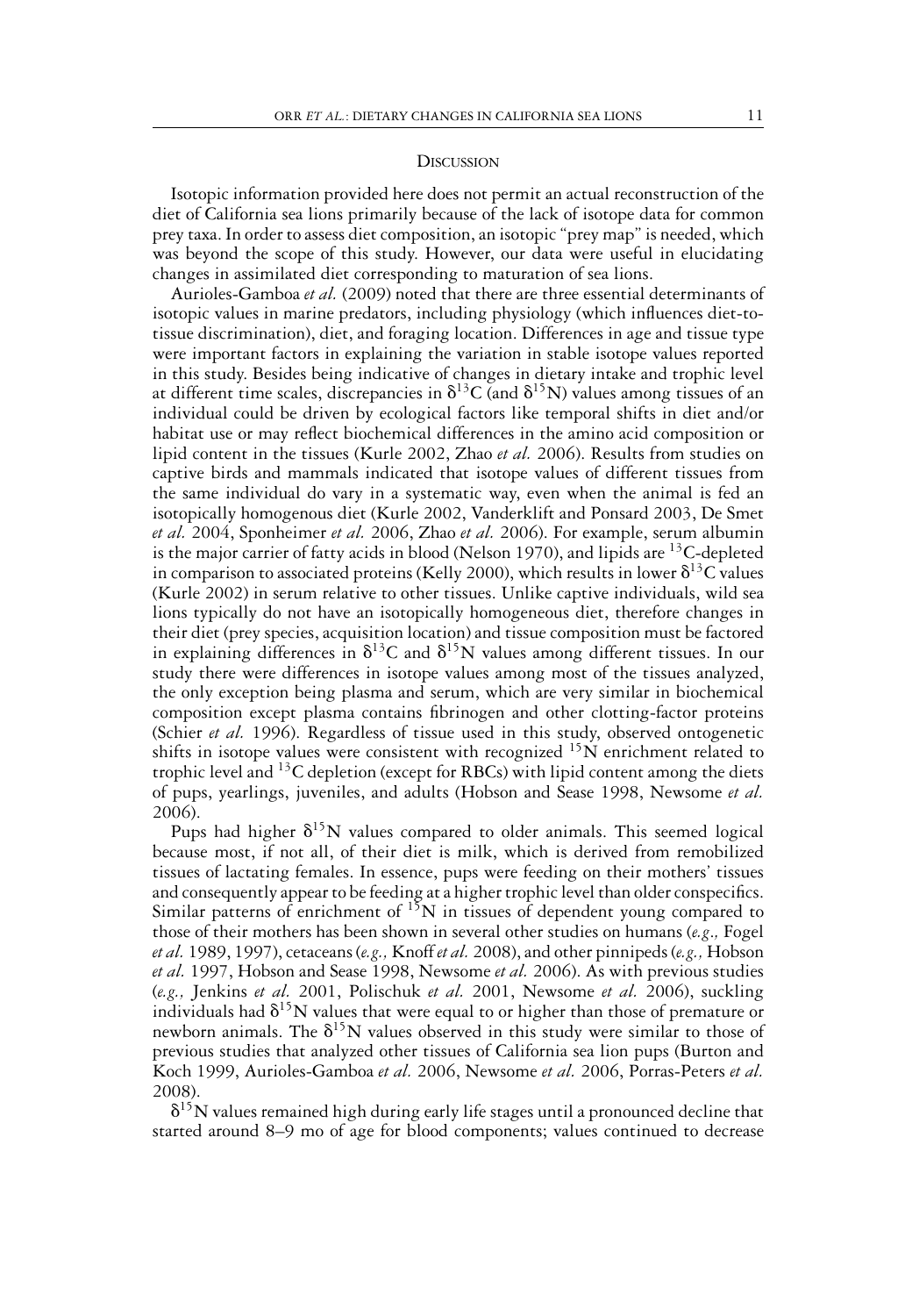## Discussion

Isotopic information provided here does not permit an actual reconstruction of the diet of California sea lions primarily because of the lack of isotope data for common prey taxa. In order to assess diet composition, an isotopic "prey map" is needed, which was beyond the scope of this study. However, our data were useful in elucidating changes in assimilated diet corresponding to maturation of sea lions.

Aurioles-Gamboa *et al.* (2009) noted that there are three essential determinants of isotopic values in marine predators, including physiology (which influences diet-to-tissue discrimination), diet, and foraging location. Differences in age and tissue type were important factors in explaining the variation in stable isotope values reported in this study. Besides being indicative of changes in dietary intake and trophic level at different time scales, discrepancies in $\delta^{13}C$ (and $\delta^{15}N$) values among tissues of an individual could be driven by ecological factors like temporal shifts in diet and/or habitat use or may reflect biochemical differences in the amino acid composition or lipid content in the tissues (Kurle 2002, Zhao *et al.* 2006). Results from studies on captive birds and mammals indicated that isotope values of different tissues from the same individual do vary in a systematic way, even when the animal is fed an isotopically homogenous diet (Kurle 2002, Vanderklift and Ponsard 2003, De Smet *et al.* 2004, Sponheimer *et al.* 2006, Zhao *et al.* 2006). For example, serum albumin is the major carrier of fatty acids in blood (Nelson 1970), and lipids are $^{13}C$-depleted in comparison to associated proteins (Kelly 2000), which results in lower $\delta^{13}C$ values (Kurle 2002) in serum relative to other tissues. Unlike captive individuals, wild sea lions typically do not have an isotopically homogeneous diet, therefore changes in their diet (prey species, acquisition location) and tissue composition must be factored in explaining differences in $\delta^{13}C$ and $\delta^{15}N$ values among different tissues. In our study there were differences in isotope values among most of the tissues analyzed, the only exception being plasma and serum, which are very similar in biochemical composition except plasma contains fibrinogen and other clotting-factor proteins (Schier *et al.* 1996). Regardless of tissue used in this study, observed ontogenetic shifts in isotope values were consistent with recognized $^{15}N$ enrichment related to trophic level and $^{13}C$ depletion (except for RBCs) with lipid content among the diets of pups, yearlings, juveniles, and adults (Hobson and Sease 1998, Newsome *et al.* 2006).

Pups had higher $\delta^{15}N$ values compared to older animals. This seemed logical because most, if not all, of their diet is milk, which is derived from remobilized tissues of lactating females. In essence, pups were feeding on their mothers' tissues and consequently appear to be feeding at a higher trophic level than older conspecifics. Similar patterns of enrichment of $^{15}N$ in tissues of dependent young compared to those of their mothers has been shown in several other studies on humans (*e.g.,* Fogel *et al.* 1989, 1997), cetaceans (*e.g.,* Knoff *et al.* 2008), and other pinnipeds (*e.g.,* Hobson *et al.* 1997, Hobson and Sease 1998, Newsome *et al.* 2006). As with previous studies (*e.g.,* Jenkins *et al.* 2001, Polischuk *et al.* 2001, Newsome *et al.* 2006), suckling individuals had $\delta^{15}N$ values that were equal to or higher than those of premature or newborn animals. The $\delta^{15}N$ values observed in this study were similar to those of previous studies that analyzed other tissues of California sea lion pups (Burton and Koch 1999, Aurioles-Gamboa *et al.* 2006, Newsome *et al.* 2006, Porras-Peters *et al.* 2008).

$\delta^{15}N$ values remained high during early life stages until a pronounced decline that started around 8–9 mo of age for blood components; values continued to decrease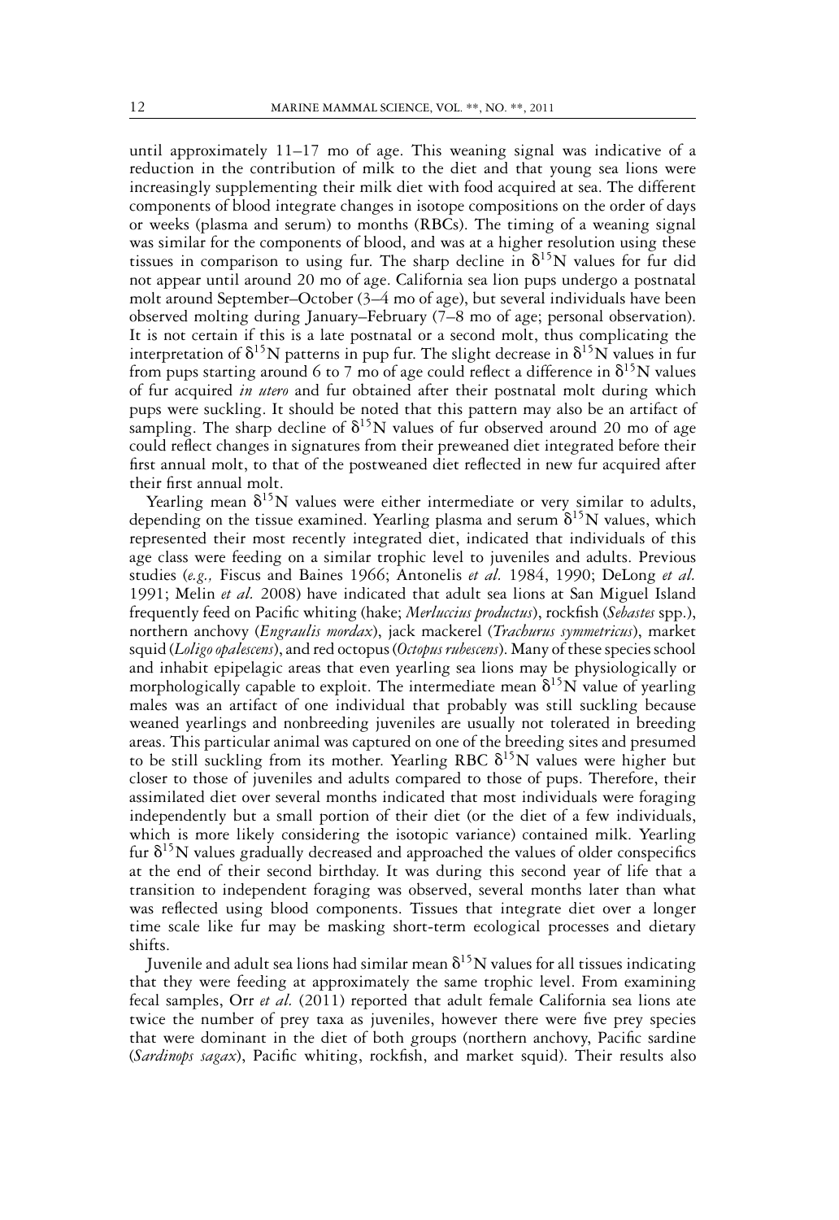until approximately 11–17 mo of age. This weaning signal was indicative of a reduction in the contribution of milk to the diet and that young sea lions were increasingly supplementing their milk diet with food acquired at sea. The different components of blood integrate changes in isotope compositions on the order of days or weeks (plasma and serum) to months (RBCs). The timing of a weaning signal was similar for the components of blood, and was at a higher resolution using these tissues in comparison to using fur. The sharp decline in $\delta^{15}$N values for fur did not appear until around 20 mo of age. California sea lion pups undergo a postnatal molt around September–October (3–4 mo of age), but several individuals have been observed molting during January–February (7–8 mo of age; personal observation). It is not certain if this is a late postnatal or a second molt, thus complicating the interpretation of $\delta^{15}$N patterns in pup fur. The slight decrease in $\delta^{15}$N values in fur from pups starting around 6 to 7 mo of age could reflect a difference in $\delta^{15}$N values of fur acquired *in utero* and fur obtained after their postnatal molt during which pups were suckling. It should be noted that this pattern may also be an artifact of sampling. The sharp decline of $\delta^{15}$N values of fur observed around 20 mo of age could reflect changes in signatures from their preweaned diet integrated before their first annual molt, to that of the postweaned diet reflected in new fur acquired after their first annual molt.

Yearling mean $\delta^{15}$N values were either intermediate or very similar to adults, depending on the tissue examined. Yearling plasma and serum $\delta^{15}$N values, which represented their most recently integrated diet, indicated that individuals of this age class were feeding on a similar trophic level to juveniles and adults. Previous studies (*e.g.,* Fiscus and Baines 1966; Antonelis *et al.* 1984, 1990; DeLong *et al.* 1991; Melin *et al.* 2008) have indicated that adult sea lions at San Miguel Island frequently feed on Pacific whiting (hake; *Merluccius productus*), rockfish (*Sebastes* spp.), northern anchovy (*Engraulis mordax*), jack mackerel (*Trachurus symmetricus*), market squid (*Loligo opalescens*), and red octopus (*Octopus rubescens*). Many of these species school and inhabit epipelagic areas that even yearling sea lions may be physiologically or morphologically capable to exploit. The intermediate mean $\delta^{15}$N value of yearling males was an artifact of one individual that probably was still suckling because weaned yearlings and nonbreeding juveniles are usually not tolerated in breeding areas. This particular animal was captured on one of the breeding sites and presumed to be still suckling from its mother. Yearling RBC $\delta^{15}$N values were higher but closer to those of juveniles and adults compared to those of pups. Therefore, their assimilated diet over several months indicated that most individuals were foraging independently but a small portion of their diet (or the diet of a few individuals, which is more likely considering the isotopic variance) contained milk. Yearling fur $\delta^{15}$N values gradually decreased and approached the values of older conspecifics at the end of their second birthday. It was during this second year of life that a transition to independent foraging was observed, several months later than what was reflected using blood components. Tissues that integrate diet over a longer time scale like fur may be masking short-term ecological processes and dietary shifts.

Juvenile and adult sea lions had similar mean $\delta^{15}$N values for all tissues indicating that they were feeding at approximately the same trophic level. From examining fecal samples, Orr *et al.* (2011) reported that adult female California sea lions ate twice the number of prey taxa as juveniles, however there were five prey species that were dominant in the diet of both groups (northern anchovy, Pacific sardine (*Sardinops sagax*), Pacific whiting, rockfish, and market squid). Their results also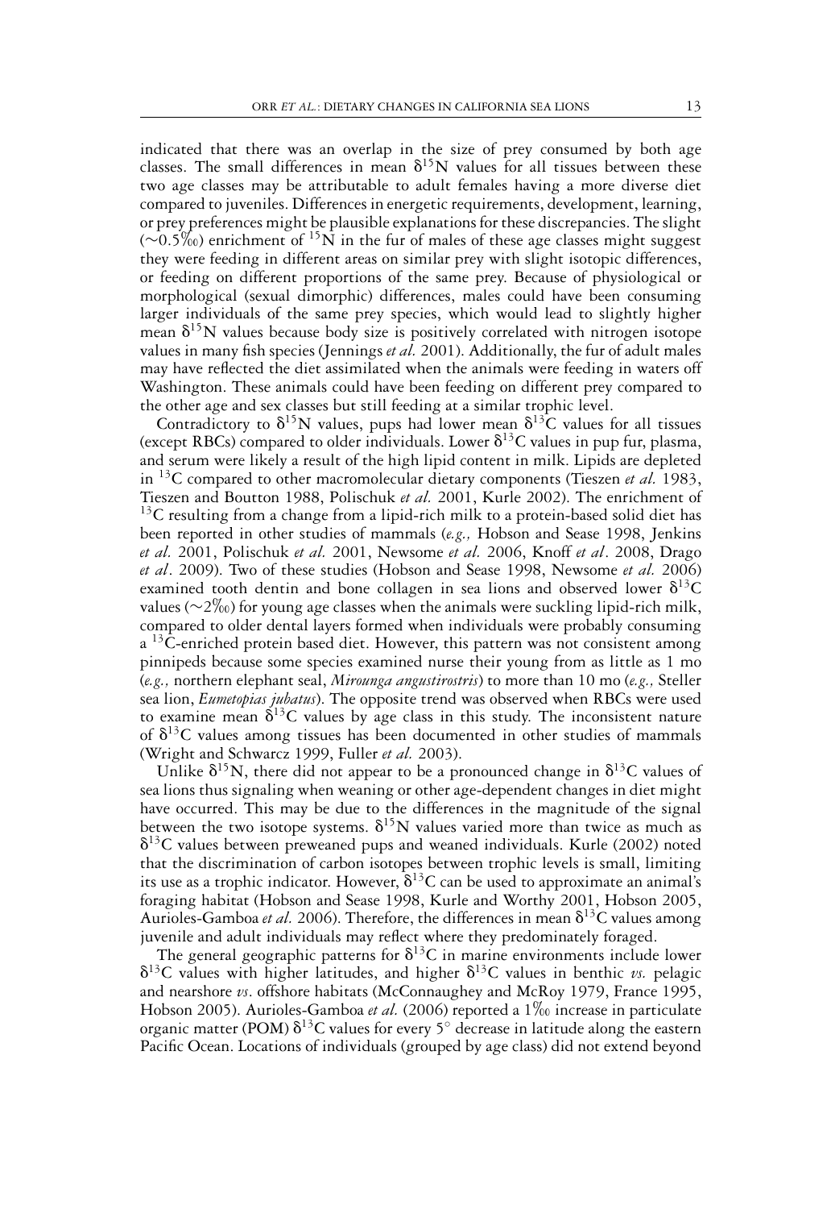indicated that there was an overlap in the size of prey consumed by both age classes. The small differences in mean $\delta^{15}N$ values for all tissues between these two age classes may be attributable to adult females having a more diverse diet compared to juveniles. Differences in energetic requirements, development, learning, or prey preferences might be plausible explanations for these discrepancies. The slight ($\sim$0.5‰) enrichment of $^{15}N$ in the fur of males of these age classes might suggest they were feeding in different areas on similar prey with slight isotopic differences, or feeding on different proportions of the same prey. Because of physiological or morphological (sexual dimorphic) differences, males could have been consuming larger individuals of the same prey species, which would lead to slightly higher mean $\delta^{15}N$ values because body size is positively correlated with nitrogen isotope values in many fish species (Jennings *et al.* 2001). Additionally, the fur of adult males may have reflected the diet assimilated when the animals were feeding in waters off Washington. These animals could have been feeding on different prey compared to the other age and sex classes but still feeding at a similar trophic level.

Contradictory to $\delta^{15}N$ values, pups had lower mean $\delta^{13}C$ values for all tissues (except RBCs) compared to older individuals. Lower $\delta^{13}C$ values in pup fur, plasma, and serum were likely a result of the high lipid content in milk. Lipids are depleted in $^{13}C$ compared to other macromolecular dietary components (Tieszen *et al.* 1983, Tieszen and Boutton 1988, Polischuk *et al.* 2001, Kurle 2002). The enrichment of $^{13}C$ resulting from a change from a lipid-rich milk to a protein-based solid diet has been reported in other studies of mammals (*e.g.,* Hobson and Sease 1998, Jenkins *et al.* 2001, Polischuk *et al.* 2001, Newsome *et al.* 2006, Knoff *et al*. 2008, Drago *et al*. 2009). Two of these studies (Hobson and Sease 1998, Newsome *et al.* 2006) examined tooth dentin and bone collagen in sea lions and observed lower $\delta^{13}C$ values ($\sim$2‰) for young age classes when the animals were suckling lipid-rich milk, compared to older dental layers formed when individuals were probably consuming a $^{13}C$-enriched protein based diet. However, this pattern was not consistent among pinnipeds because some species examined nurse their young from as little as 1 mo (*e.g.,* northern elephant seal, *Mirounga angustirostris*) to more than 10 mo (*e.g.,* Steller sea lion, *Eumetopias jubatus*). The opposite trend was observed when RBCs were used to examine mean $\delta^{13}C$ values by age class in this study. The inconsistent nature of $\delta^{13}C$ values among tissues has been documented in other studies of mammals (Wright and Schwarcz 1999, Fuller *et al.* 2003).

Unlike $\delta^{15}N$, there did not appear to be a pronounced change in $\delta^{13}C$ values of sea lions thus signaling when weaning or other age-dependent changes in diet might have occurred. This may be due to the differences in the magnitude of the signal between the two isotope systems. $\delta^{15}N$ values varied more than twice as much as $\delta^{13}C$ values between preweaned pups and weaned individuals. Kurle (2002) noted that the discrimination of carbon isotopes between trophic levels is small, limiting its use as a trophic indicator. However, $\delta^{13}C$ can be used to approximate an animal's foraging habitat (Hobson and Sease 1998, Kurle and Worthy 2001, Hobson 2005, Aurioles-Gamboa *et al.* 2006). Therefore, the differences in mean $\delta^{13}C$ values among juvenile and adult individuals may reflect where they predominately foraged.

The general geographic patterns for $\delta^{13}C$ in marine environments include lower $\delta^{13}C$ values with higher latitudes, and higher $\delta^{13}C$ values in benthic *vs.* pelagic and nearshore *vs.* offshore habitats (McConnaughey and McRoy 1979, France 1995, Hobson 2005). Aurioles-Gamboa *et al.* (2006) reported a 1‰ increase in particulate organic matter (POM) $\delta^{13}C$ values for every 5° decrease in latitude along the eastern Pacific Ocean. Locations of individuals (grouped by age class) did not extend beyond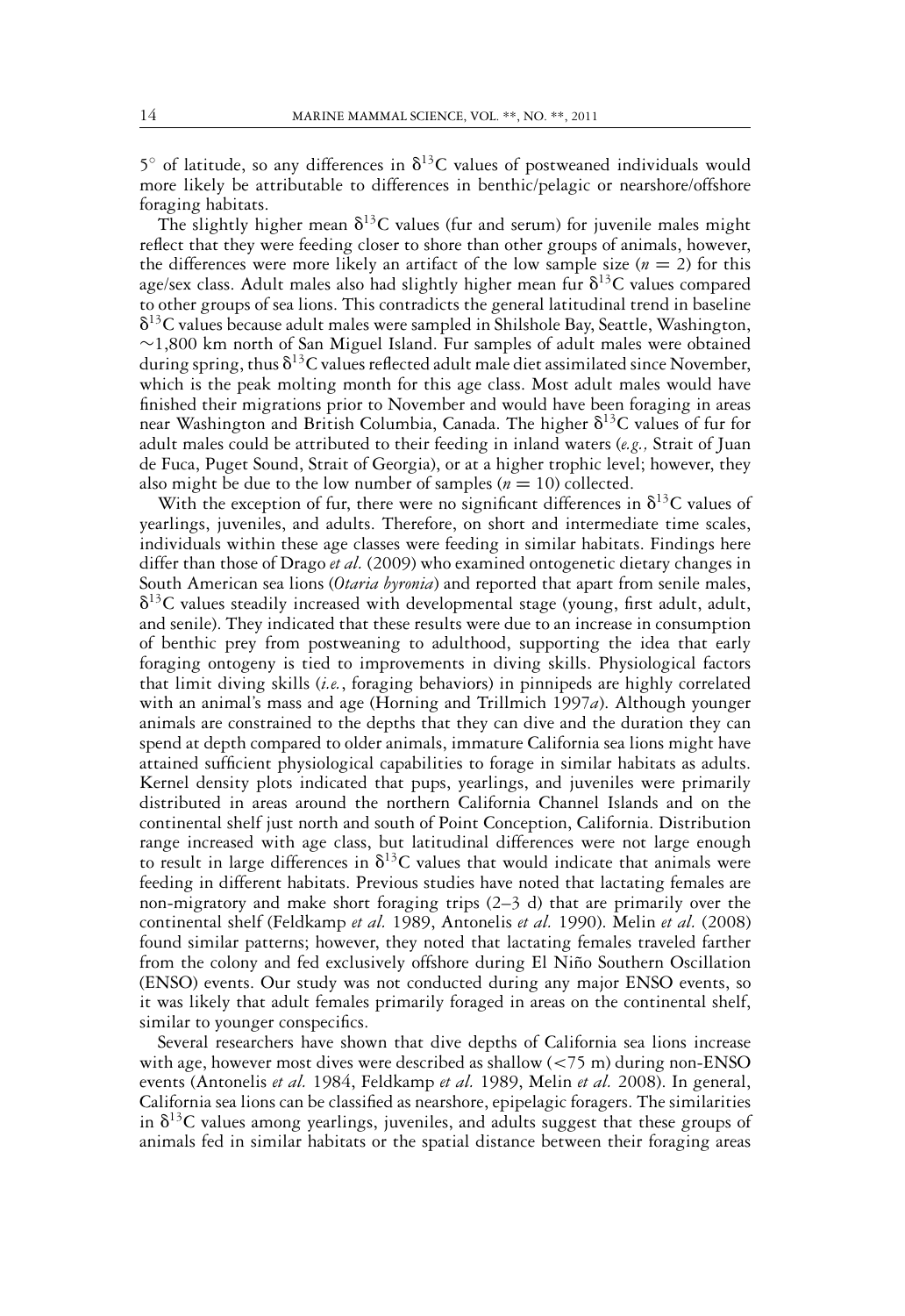5° of latitude, so any differences in $\delta^{13}C$ values of postweaned individuals would more likely be attributable to differences in benthic/pelagic or nearshore/offshore foraging habitats.

The slightly higher mean $\delta^{13}C$ values (fur and serum) for juvenile males might reflect that they were feeding closer to shore than other groups of animals, however, the differences were more likely an artifact of the low sample size ($n = 2$) for this age/sex class. Adult males also had slightly higher mean fur $\delta^{13}C$ values compared to other groups of sea lions. This contradicts the general latitudinal trend in baseline $\delta^{13}C$ values because adult males were sampled in Shilshole Bay, Seattle, Washington, ~1,800 km north of San Miguel Island. Fur samples of adult males were obtained during spring, thus $\delta^{13}C$ values reflected adult male diet assimilated since November, which is the peak molting month for this age class. Most adult males would have finished their migrations prior to November and would have been foraging in areas near Washington and British Columbia, Canada. The higher $\delta^{13}C$ values of fur for adult males could be attributed to their feeding in inland waters (*e.g.,* Strait of Juan de Fuca, Puget Sound, Strait of Georgia), or at a higher trophic level; however, they also might be due to the low number of samples ($n = 10$) collected.

With the exception of fur, there were no significant differences in $\delta^{13}C$ values of yearlings, juveniles, and adults. Therefore, on short and intermediate time scales, individuals within these age classes were feeding in similar habitats. Findings here differ than those of Drago *et al.* (2009) who examined ontogenetic dietary changes in South American sea lions (*Otaria byronia*) and reported that apart from senile males, $\delta^{13}C$ values steadily increased with developmental stage (young, first adult, adult, and senile). They indicated that these results were due to an increase in consumption of benthic prey from postweaning to adulthood, supporting the idea that early foraging ontogeny is tied to improvements in diving skills. Physiological factors that limit diving skills (*i.e.*, foraging behaviors) in pinnipeds are highly correlated with an animal's mass and age (Horning and Trillmich 1997*a*). Although younger animals are constrained to the depths that they can dive and the duration they can spend at depth compared to older animals, immature California sea lions might have attained sufficient physiological capabilities to forage in similar habitats as adults. Kernel density plots indicated that pups, yearlings, and juveniles were primarily distributed in areas around the northern California Channel Islands and on the continental shelf just north and south of Point Conception, California. Distribution range increased with age class, but latitudinal differences were not large enough to result in large differences in $\delta^{13}C$ values that would indicate that animals were feeding in different habitats. Previous studies have noted that lactating females are non-migratory and make short foraging trips (2–3 d) that are primarily over the continental shelf (Feldkamp *et al.* 1989, Antonelis *et al.* 1990). Melin *et al.* (2008) found similar patterns; however, they noted that lactating females traveled farther from the colony and fed exclusively offshore during El Niño Southern Oscillation (ENSO) events. Our study was not conducted during any major ENSO events, so it was likely that adult females primarily foraged in areas on the continental shelf, similar to younger conspecifics.

Several researchers have shown that dive depths of California sea lions increase with age, however most dives were described as shallow (<75 m) during non-ENSO events (Antonelis *et al.* 1984, Feldkamp *et al.* 1989, Melin *et al.* 2008). In general, California sea lions can be classified as nearshore, epipelagic foragers. The similarities in $\delta^{13}C$ values among yearlings, juveniles, and adults suggest that these groups of animals fed in similar habitats or the spatial distance between their foraging areas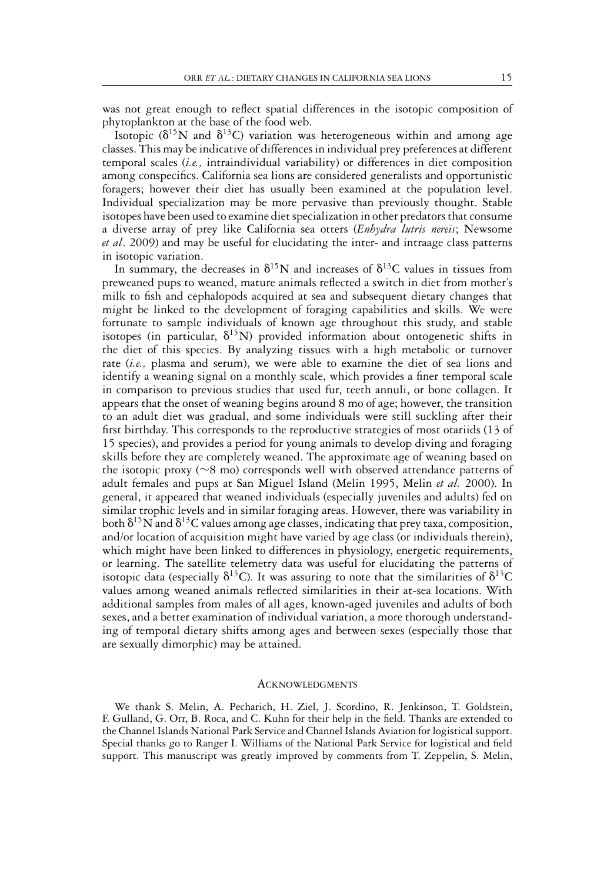was not great enough to reflect spatial differences in the isotopic composition of phytoplankton at the base of the food web.

Isotopic ($\delta^{15}N$ and $\delta^{13}C$) variation was heterogeneous within and among age classes. This may be indicative of differences in individual prey preferences at different temporal scales (*i.e.,* intraindividual variability) or differences in diet composition among conspecifics. California sea lions are considered generalists and opportunistic foragers; however their diet has usually been examined at the population level. Individual specialization may be more pervasive than previously thought. Stable isotopes have been used to examine diet specialization in other predators that consume a diverse array of prey like California sea otters (*Enhydra lutris nereis*; Newsome *et al*. 2009) and may be useful for elucidating the inter- and intraage class patterns in isotopic variation.

In summary, the decreases in $\delta^{15}N$ and increases of $\delta^{13}C$ values in tissues from preweaned pups to weaned, mature animals reflected a switch in diet from mother's milk to fish and cephalopods acquired at sea and subsequent dietary changes that might be linked to the development of foraging capabilities and skills. We were fortunate to sample individuals of known age throughout this study, and stable isotopes (in particular, $\delta^{15}N$) provided information about ontogenetic shifts in the diet of this species. By analyzing tissues with a high metabolic or turnover rate (*i.e.,* plasma and serum), we were able to examine the diet of sea lions and identify a weaning signal on a monthly scale, which provides a finer temporal scale in comparison to previous studies that used fur, teeth annuli, or bone collagen. It appears that the onset of weaning begins around 8 mo of age; however, the transition to an adult diet was gradual, and some individuals were still suckling after their first birthday. This corresponds to the reproductive strategies of most otariids (13 of 15 species), and provides a period for young animals to develop diving and foraging skills before they are completely weaned. The approximate age of weaning based on the isotopic proxy ($\sim$8 mo) corresponds well with observed attendance patterns of adult females and pups at San Miguel Island (Melin 1995, Melin *et al.* 2000). In general, it appeared that weaned individuals (especially juveniles and adults) fed on similar trophic levels and in similar foraging areas. However, there was variability in both $\delta^{15}N$ and $\delta^{13}C$ values among age classes, indicating that prey taxa, composition, and/or location of acquisition might have varied by age class (or individuals therein), which might have been linked to differences in physiology, energetic requirements, or learning. The satellite telemetry data was useful for elucidating the patterns of isotopic data (especially $\delta^{13}C$). It was assuring to note that the similarities of $\delta^{13}C$ values among weaned animals reflected similarities in their at-sea locations. With additional samples from males of all ages, known-aged juveniles and adults of both sexes, and a better examination of individual variation, a more thorough understanding of temporal dietary shifts among ages and between sexes (especially those that are sexually dimorphic) may be attained.

## Acknowledgments

We thank S. Melin, A. Pecharich, H. Ziel, J. Scordino, R. Jenkinson, T. Goldstein, F. Gulland, G. Orr, B. Roca, and C. Kuhn for their help in the field. Thanks are extended to the Channel Islands National Park Service and Channel Islands Aviation for logistical support. Special thanks go to Ranger I. Williams of the National Park Service for logistical and field support. This manuscript was greatly improved by comments from T. Zeppelin, S. Melin,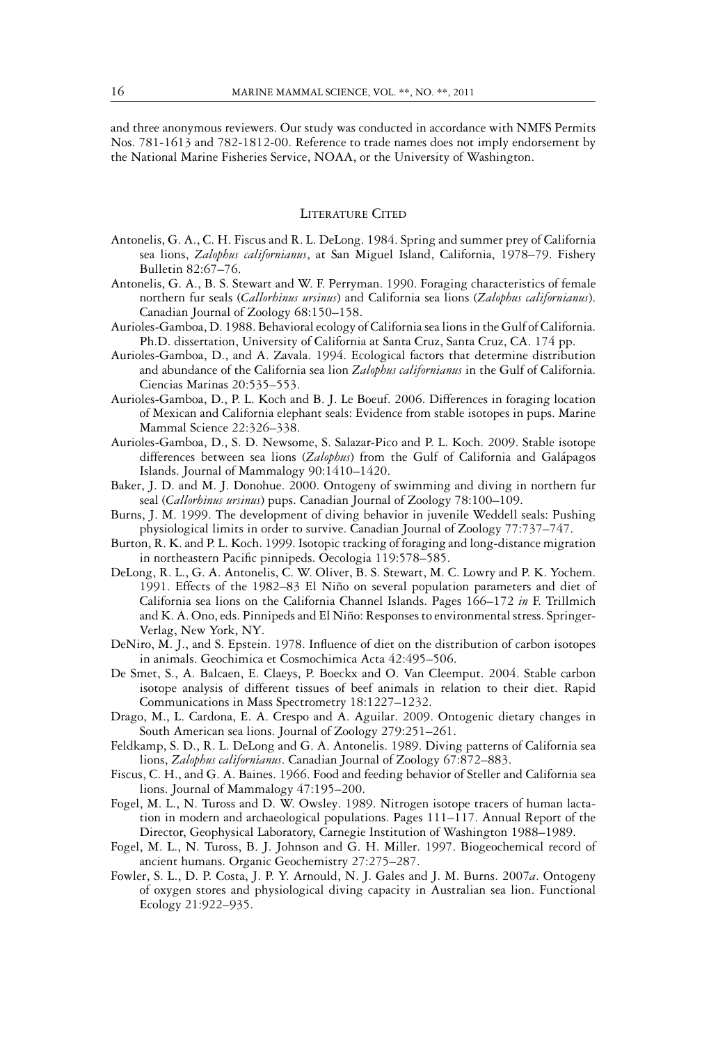and three anonymous reviewers. Our study was conducted in accordance with NMFS Permits Nos. 781-1613 and 782-1812-00. Reference to trade names does not imply endorsement by the National Marine Fisheries Service, NOAA, or the University of Washington.

## Literature Cited

Antonelis, G. A., C. H. Fiscus and R. L. DeLong. 1984. Spring and summer prey of California sea lions, *Zalophus californianus*, at San Miguel Island, California, 1978–79. Fishery Bulletin 82:67–76.

Antonelis, G. A., B. S. Stewart and W. F. Perryman. 1990. Foraging characteristics of female northern fur seals (*Callorhinus ursinus*) and California sea lions (*Zalophus californianus*). Canadian Journal of Zoology 68:150–158.

Aurioles-Gamboa, D. 1988. Behavioral ecology of California sea lions in the Gulf of California. Ph.D. dissertation, University of California at Santa Cruz, Santa Cruz, CA. 174 pp.

Aurioles-Gamboa, D., and A. Zavala. 1994. Ecological factors that determine distribution and abundance of the California sea lion *Zalophus californianus* in the Gulf of California. Ciencias Marinas 20:535–553.

Aurioles-Gamboa, D., P. L. Koch and B. J. Le Boeuf. 2006. Differences in foraging location of Mexican and California elephant seals: Evidence from stable isotopes in pups. Marine Mammal Science 22:326–338.

Aurioles-Gamboa, D., S. D. Newsome, S. Salazar-Pico and P. L. Koch. 2009. Stable isotope differences between sea lions (*Zalophus*) from the Gulf of California and Galápagos Islands. Journal of Mammalogy 90:1410–1420.

Baker, J. D. and M. J. Donohue. 2000. Ontogeny of swimming and diving in northern fur seal (*Callorhinus ursinus*) pups. Canadian Journal of Zoology 78:100–109.

Burns, J. M. 1999. The development of diving behavior in juvenile Weddell seals: Pushing physiological limits in order to survive. Canadian Journal of Zoology 77:737–747.

Burton, R. K. and P. L. Koch. 1999. Isotopic tracking of foraging and long-distance migration in northeastern Pacific pinnipeds. Oecologia 119:578–585.

DeLong, R. L., G. A. Antonelis, C. W. Oliver, B. S. Stewart, M. C. Lowry and P. K. Yochem. 1991. Effects of the 1982–83 El Niño on several population parameters and diet of California sea lions on the California Channel Islands. Pages 166–172 *in* F. Trillmich and K. A. Ono, eds. Pinnipeds and El Niño: Responses to environmental stress. Springer-Verlag, New York, NY.

DeNiro, M. J., and S. Epstein. 1978. Influence of diet on the distribution of carbon isotopes in animals. Geochimica et Cosmochimica Acta 42:495–506.

De Smet, S., A. Balcaen, E. Claeys, P. Boeckx and O. Van Cleemput. 2004. Stable carbon isotope analysis of different tissues of beef animals in relation to their diet. Rapid Communications in Mass Spectrometry 18:1227–1232.

Drago, M., L. Cardona, E. A. Crespo and A. Aguilar. 2009. Ontogenic dietary changes in South American sea lions. Journal of Zoology 279:251–261.

Feldkamp, S. D., R. L. DeLong and G. A. Antonelis. 1989. Diving patterns of California sea lions, *Zalophus californianus*. Canadian Journal of Zoology 67:872–883.

Fiscus, C. H., and G. A. Baines. 1966. Food and feeding behavior of Steller and California sea lions. Journal of Mammalogy 47:195–200.

Fogel, M. L., N. Tuross and D. W. Owsley. 1989. Nitrogen isotope tracers of human lactation in modern and archaeological populations. Pages 111–117. Annual Report of the Director, Geophysical Laboratory, Carnegie Institution of Washington 1988–1989.

Fogel, M. L., N. Tuross, B. J. Johnson and G. H. Miller. 1997. Biogeochemical record of ancient humans. Organic Geochemistry 27:275–287.

Fowler, S. L., D. P. Costa, J. P. Y. Arnould, N. J. Gales and J. M. Burns. 2007*a*. Ontogeny of oxygen stores and physiological diving capacity in Australian sea lion. Functional Ecology 21:922–935.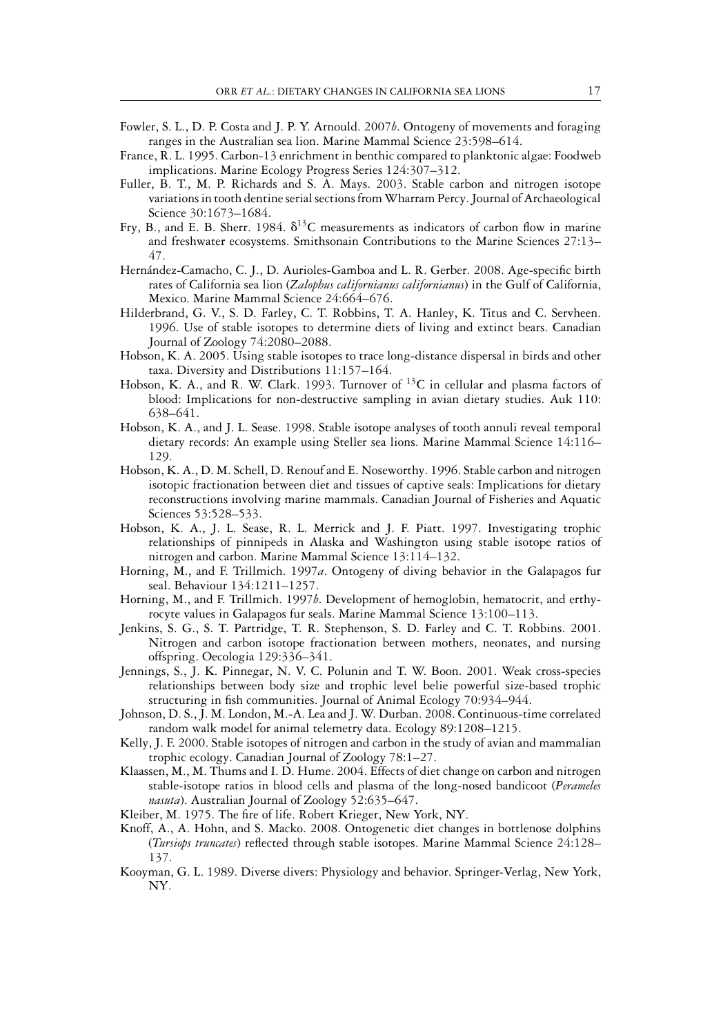Fowler, S. L., D. P. Costa and J. P. Y. Arnould. 2007*b*. Ontogeny of movements and foraging ranges in the Australian sea lion. Marine Mammal Science 23:598–614.

France, R. L. 1995. Carbon-13 enrichment in benthic compared to planktonic algae: Foodweb implications. Marine Ecology Progress Series 124:307–312.

Fuller, B. T., M. P. Richards and S. A. Mays. 2003. Stable carbon and nitrogen isotope variations in tooth dentine serial sections from Wharram Percy. Journal of Archaeological Science 30:1673–1684.

Fry, B., and E. B. Sherr. 1984. $\delta^{13}$C measurements as indicators of carbon flow in marine and freshwater ecosystems. Smithsonain Contributions to the Marine Sciences 27:13–47.

Hernández-Camacho, C. J., D. Aurioles-Gamboa and L. R. Gerber. 2008. Age-specific birth rates of California sea lion (*Zalophus californianus californianus*) in the Gulf of California, Mexico. Marine Mammal Science 24:664–676.

Hilderbrand, G. V., S. D. Farley, C. T. Robbins, T. A. Hanley, K. Titus and C. Servheen. 1996. Use of stable isotopes to determine diets of living and extinct bears. Canadian Journal of Zoology 74:2080–2088.

Hobson, K. A. 2005. Using stable isotopes to trace long-distance dispersal in birds and other taxa. Diversity and Distributions 11:157–164.

Hobson, K. A., and R. W. Clark. 1993. Turnover of $^{13}$C in cellular and plasma factors of blood: Implications for non-destructive sampling in avian dietary studies. Auk 110: 638–641.

Hobson, K. A., and J. L. Sease. 1998. Stable isotope analyses of tooth annuli reveal temporal dietary records: An example using Steller sea lions. Marine Mammal Science 14:116–129.

Hobson, K. A., D. M. Schell, D. Renouf and E. Noseworthy. 1996. Stable carbon and nitrogen isotopic fractionation between diet and tissues of captive seals: Implications for dietary reconstructions involving marine mammals. Canadian Journal of Fisheries and Aquatic Sciences 53:528–533.

Hobson, K. A., J. L. Sease, R. L. Merrick and J. F. Piatt. 1997. Investigating trophic relationships of pinnipeds in Alaska and Washington using stable isotope ratios of nitrogen and carbon. Marine Mammal Science 13:114–132.

Horning, M., and F. Trillmich. 1997*a*. Ontogeny of diving behavior in the Galapagos fur seal. Behaviour 134:1211–1257.

Horning, M., and F. Trillmich. 1997*b*. Development of hemoglobin, hematocrit, and erthyrocyte values in Galapagos fur seals. Marine Mammal Science 13:100–113.

Jenkins, S. G., S. T. Partridge, T. R. Stephenson, S. D. Farley and C. T. Robbins. 2001. Nitrogen and carbon isotope fractionation between mothers, neonates, and nursing offspring. Oecologia 129:336–341.

Jennings, S., J. K. Pinnegar, N. V. C. Polunin and T. W. Boon. 2001. Weak cross-species relationships between body size and trophic level belie powerful size-based trophic structuring in fish communities. Journal of Animal Ecology 70:934–944.

Johnson, D. S., J. M. London, M.-A. Lea and J. W. Durban. 2008. Continuous-time correlated random walk model for animal telemetry data. Ecology 89:1208–1215.

Kelly, J. F. 2000. Stable isotopes of nitrogen and carbon in the study of avian and mammalian trophic ecology. Canadian Journal of Zoology 78:1–27.

Klaassen, M., M. Thums and I. D. Hume. 2004. Effects of diet change on carbon and nitrogen stable-isotope ratios in blood cells and plasma of the long-nosed bandicoot (*Perameles nasuta*). Australian Journal of Zoology 52:635–647.

Kleiber, M. 1975. The fire of life. Robert Krieger, New York, NY.

Knoff, A., A. Hohn, and S. Macko. 2008. Ontogenetic diet changes in bottlenose dolphins (*Tursiops truncates*) reflected through stable isotopes. Marine Mammal Science 24:128–137.

Kooyman, G. L. 1989. Diverse divers: Physiology and behavior. Springer-Verlag, New York, NY.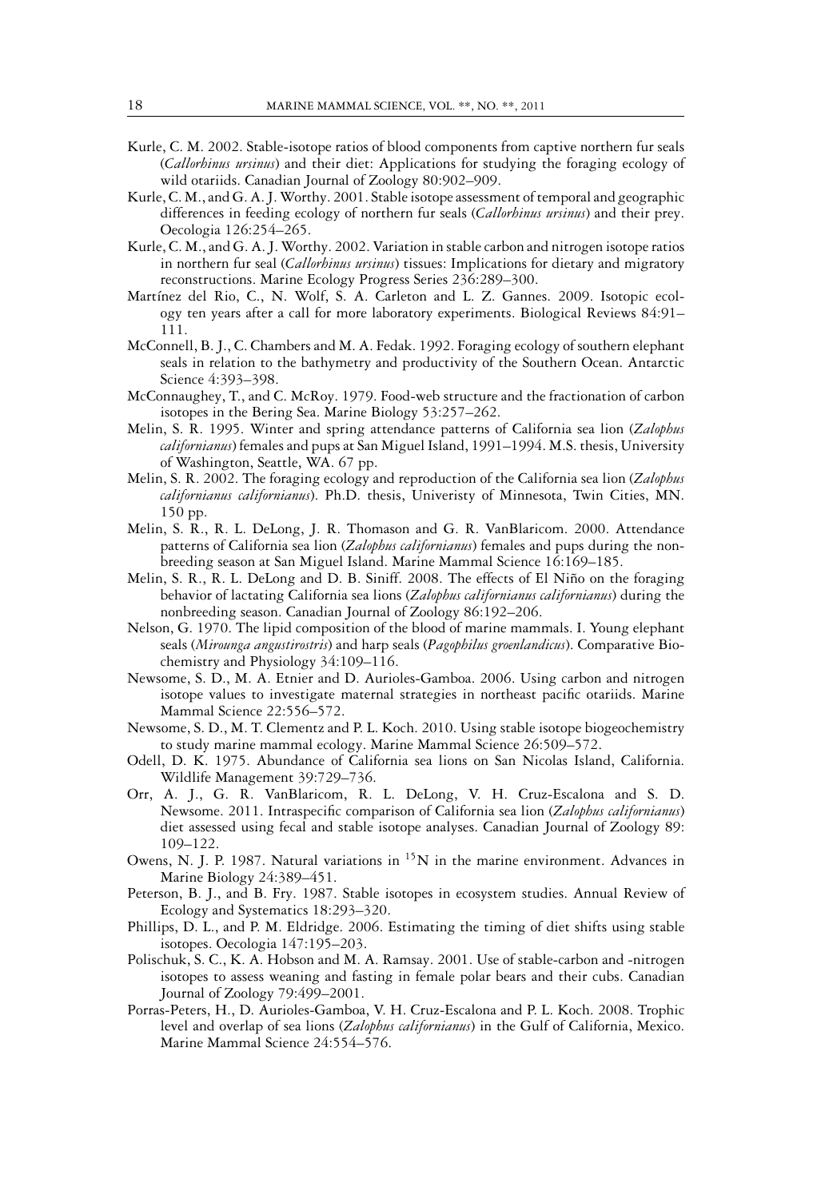Kurle, C. M. 2002. Stable-isotope ratios of blood components from captive northern fur seals (*Callorhinus ursinus*) and their diet: Applications for studying the foraging ecology of wild otariids. Canadian Journal of Zoology 80:902–909.

Kurle, C. M., and G. A. J. Worthy. 2001. Stable isotope assessment of temporal and geographic differences in feeding ecology of northern fur seals (*Callorhinus ursinus*) and their prey. Oecologia 126:254–265.

Kurle, C. M., and G. A. J. Worthy. 2002. Variation in stable carbon and nitrogen isotope ratios in northern fur seal (*Callorhinus ursinus*) tissues: Implications for dietary and migratory reconstructions. Marine Ecology Progress Series 236:289–300.

Martínez del Rio, C., N. Wolf, S. A. Carleton and L. Z. Gannes. 2009. Isotopic ecology ten years after a call for more laboratory experiments. Biological Reviews 84:91–111.

McConnell, B. J., C. Chambers and M. A. Fedak. 1992. Foraging ecology of southern elephant seals in relation to the bathymetry and productivity of the Southern Ocean. Antarctic Science 4:393–398.

McConnaughey, T., and C. McRoy. 1979. Food-web structure and the fractionation of carbon isotopes in the Bering Sea. Marine Biology 53:257–262.

Melin, S. R. 1995. Winter and spring attendance patterns of California sea lion (*Zalophus californianus*) females and pups at San Miguel Island, 1991–1994. M.S. thesis, University of Washington, Seattle, WA. 67 pp.

Melin, S. R. 2002. The foraging ecology and reproduction of the California sea lion (*Zalophus californianus californianus*). Ph.D. thesis, Univeristy of Minnesota, Twin Cities, MN. 150 pp.

Melin, S. R., R. L. DeLong, J. R. Thomason and G. R. VanBlaricom. 2000. Attendance patterns of California sea lion (*Zalophus californianus*) females and pups during the non-breeding season at San Miguel Island. Marine Mammal Science 16:169–185.

Melin, S. R., R. L. DeLong and D. B. Siniff. 2008. The effects of El Niño on the foraging behavior of lactating California sea lions (*Zalophus californianus californianus*) during the nonbreeding season. Canadian Journal of Zoology 86:192–206.

Nelson, G. 1970. The lipid composition of the blood of marine mammals. I. Young elephant seals (*Mirounga angustirostris*) and harp seals (*Pagophilus groenlandicus*). Comparative Biochemistry and Physiology 34:109–116.

Newsome, S. D., M. A. Etnier and D. Aurioles-Gamboa. 2006. Using carbon and nitrogen isotope values to investigate maternal strategies in northeast pacific otariids. Marine Mammal Science 22:556–572.

Newsome, S. D., M. T. Clementz and P. L. Koch. 2010. Using stable isotope biogeochemistry to study marine mammal ecology. Marine Mammal Science 26:509–572.

Odell, D. K. 1975. Abundance of California sea lions on San Nicolas Island, California. Wildlife Management 39:729–736.

Orr, A. J., G. R. VanBlaricom, R. L. DeLong, V. H. Cruz-Escalona and S. D. Newsome. 2011. Intraspecific comparison of California sea lion (*Zalophus californianus*) diet assessed using fecal and stable isotope analyses. Canadian Journal of Zoology 89: 109–122.

Owens, N. J. P. 1987. Natural variations in $^{15}$N in the marine environment. Advances in Marine Biology 24:389–451.

Peterson, B. J., and B. Fry. 1987. Stable isotopes in ecosystem studies. Annual Review of Ecology and Systematics 18:293–320.

Phillips, D. L., and P. M. Eldridge. 2006. Estimating the timing of diet shifts using stable isotopes. Oecologia 147:195–203.

Polischuk, S. C., K. A. Hobson and M. A. Ramsay. 2001. Use of stable-carbon and -nitrogen isotopes to assess weaning and fasting in female polar bears and their cubs. Canadian Journal of Zoology 79:499–2001.

Porras-Peters, H., D. Aurioles-Gamboa, V. H. Cruz-Escalona and P. L. Koch. 2008. Trophic level and overlap of sea lions (*Zalophus californianus*) in the Gulf of California, Mexico. Marine Mammal Science 24:554–576.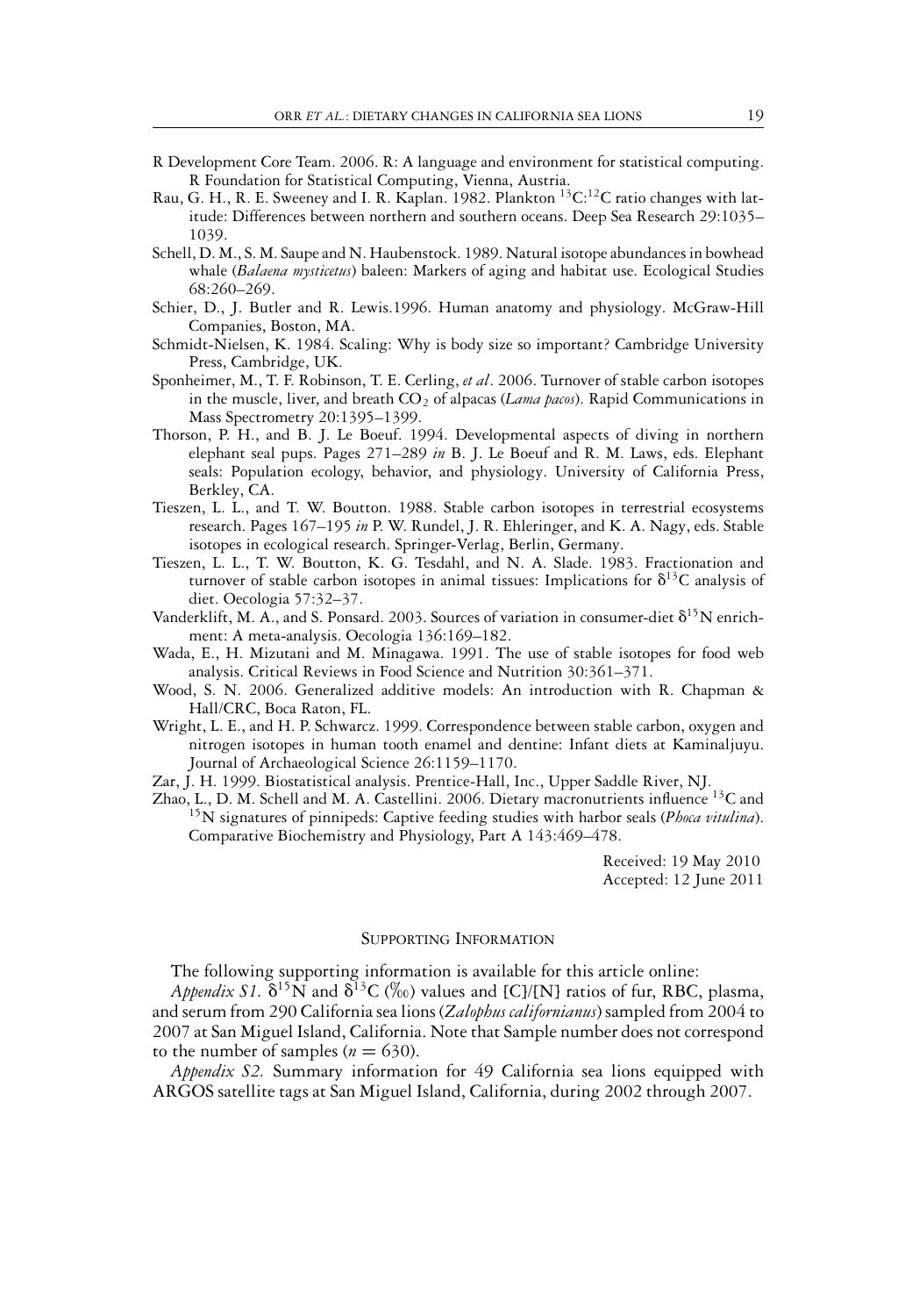R Development Core Team. 2006. R: A language and environment for statistical computing. R Foundation for Statistical Computing, Vienna, Austria.

Rau, G. H., R. E. Sweeney and I. R. Kaplan. 1982. Plankton $^{13}$C:$^{12}$C ratio changes with latitude: Differences between northern and southern oceans. Deep Sea Research 29:1035–1039.

Schell, D. M., S. M. Saupe and N. Haubenstock. 1989. Natural isotope abundances in bowhead whale (*Balaena mysticetus*) baleen: Markers of aging and habitat use. Ecological Studies 68:260–269.

Schier, D., J. Butler and R. Lewis.1996. Human anatomy and physiology. McGraw-Hill Companies, Boston, MA.

Schmidt-Nielsen, K. 1984. Scaling: Why is body size so important? Cambridge University Press, Cambridge, UK.

Sponheimer, M., T. F. Robinson, T. E. Cerling, *et al*. 2006. Turnover of stable carbon isotopes in the muscle, liver, and breath $CO_2$ of alpacas (*Lama pacos*). Rapid Communications in Mass Spectrometry 20:1395–1399.

Thorson, P. H., and B. J. Le Boeuf. 1994. Developmental aspects of diving in northern elephant seal pups. Pages 271–289 *in* B. J. Le Boeuf and R. M. Laws, eds. Elephant seals: Population ecology, behavior, and physiology. University of California Press, Berkley, CA.

Tieszen, L. L., and T. W. Boutton. 1988. Stable carbon isotopes in terrestrial ecosystems research. Pages 167–195 *in* P. W. Rundel, J. R. Ehleringer, and K. A. Nagy, eds. Stable isotopes in ecological research. Springer-Verlag, Berlin, Germany.

Tieszen, L. L., T. W. Boutton, K. G. Tesdahl, and N. A. Slade. 1983. Fractionation and turnover of stable carbon isotopes in animal tissues: Implications for $\delta^{13}$C analysis of diet. Oecologia 57:32–37.

Vanderklift, M. A., and S. Ponsard. 2003. Sources of variation in consumer-diet $\delta^{15}$N enrichment: A meta-analysis. Oecologia 136:169–182.

Wada, E., H. Mizutani and M. Minagawa. 1991. The use of stable isotopes for food web analysis. Critical Reviews in Food Science and Nutrition 30:361–371.

Wood, S. N. 2006. Generalized additive models: An introduction with R. Chapman & Hall/CRC, Boca Raton, FL.

Wright, L. E., and H. P. Schwarcz. 1999. Correspondence between stable carbon, oxygen and nitrogen isotopes in human tooth enamel and dentine: Infant diets at Kaminaljuyu. Journal of Archaeological Science 26:1159–1170.

Zar, J. H. 1999. Biostatistical analysis. Prentice-Hall, Inc., Upper Saddle River, NJ.

Zhao, L., D. M. Schell and M. A. Castellini. 2006. Dietary macronutrients influence $^{13}$C and $^{15}$N signatures of pinnipeds: Captive feeding studies with harbor seals (*Phoca vitulina*). Comparative Biochemistry and Physiology, Part A 143:469–478.

Received: 19 May 2010
Accepted: 12 June 2011

## Supporting Information

The following supporting information is available for this article online:

*Appendix S1.* $\delta^{15}$N and $\delta^{13}$C (‰) values and [C]/[N] ratios of fur, RBC, plasma, and serum from 290 California sea lions (*Zalophus californianus*) sampled from 2004 to 2007 at San Miguel Island, California. Note that Sample number does not correspond to the number of samples ($n = 630$).

*Appendix S2.* Summary information for 49 California sea lions equipped with ARGOS satellite tags at San Miguel Island, California, during 2002 through 2007.